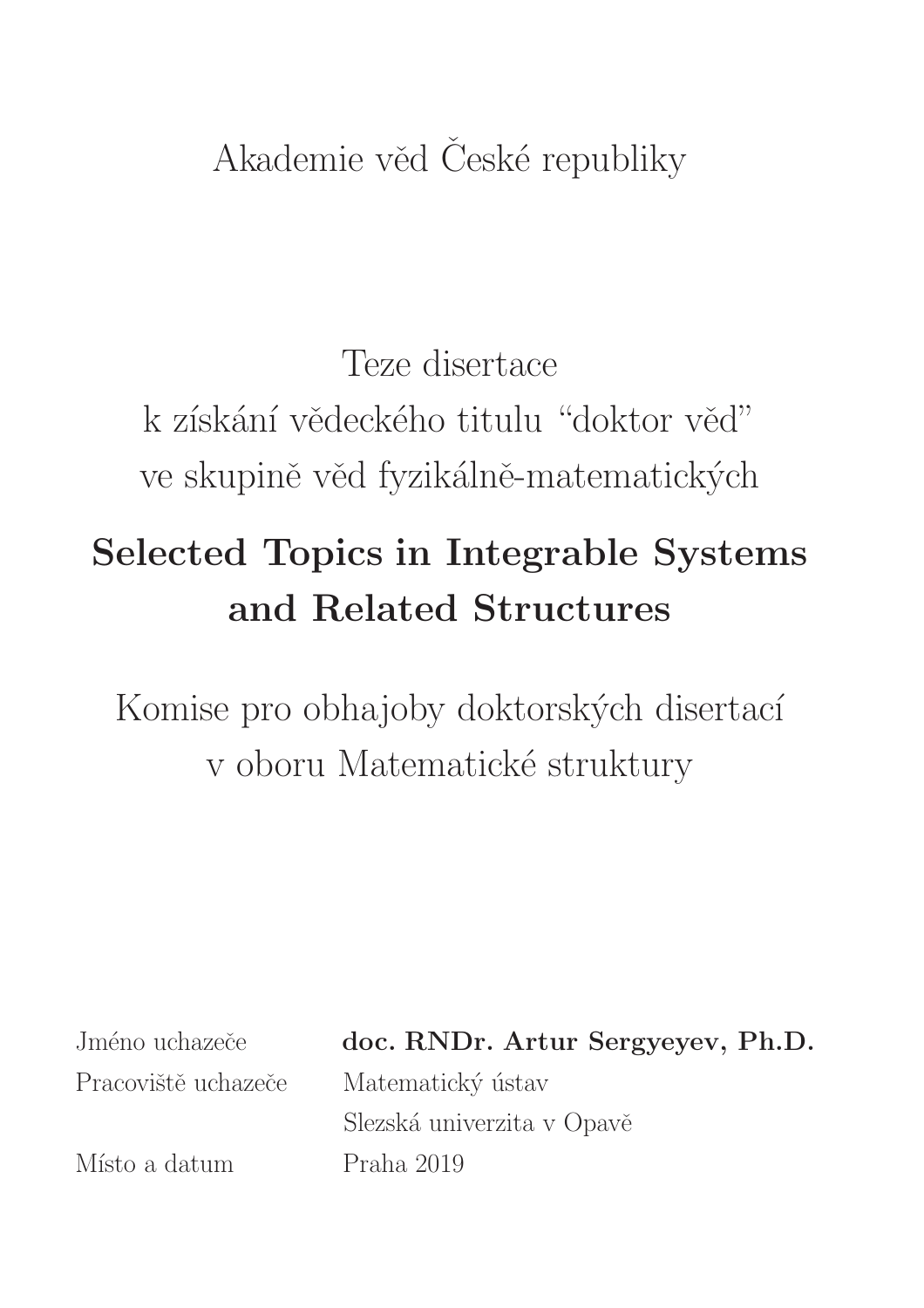Akademie věd České republiky

Teze disertace
k získání vědeckého titulu “doktor věd”
ve skupině věd fyzikálně-matematických

# Selected Topics in Integrable Systems and Related Structures

Komise pro obhajoby doktorských disertací
v oboru Matematické struktury

| | |
|---|---|
| Jméno uchazeče | **doc. RNDr. Artur Sergyeyev, Ph.D.** |
| Pracoviště uchazeče | Matematický ústav |
| | Slezská univerzita v Opavě |
| Místo a datum | Praha 2019 |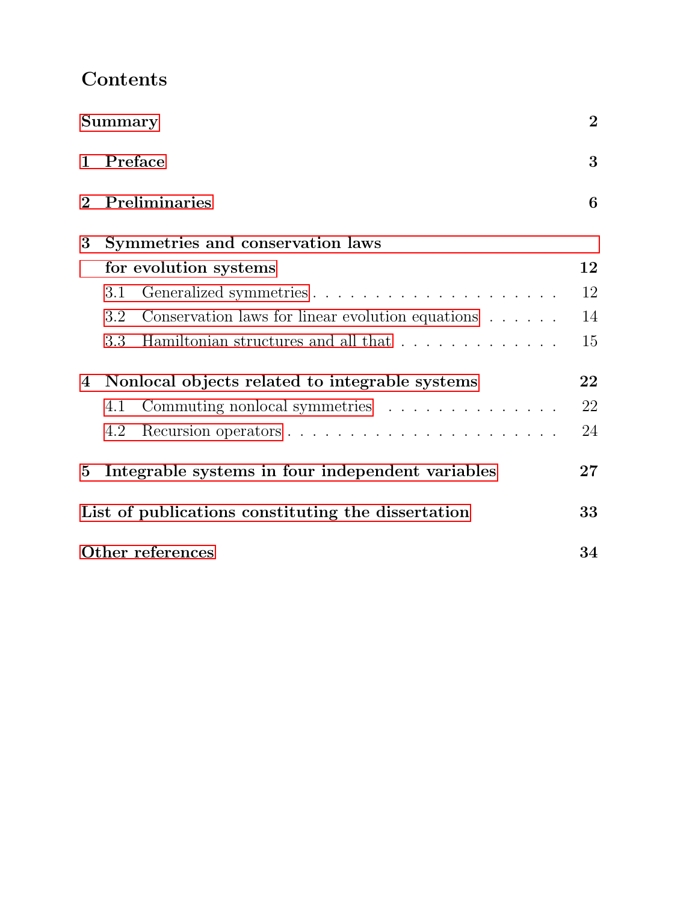# Contents

Summary — 2

1 Preface — 3

2 Preliminaries — 6

3 Symmetries and conservation laws for evolution systems — 12
- 3.1 Generalized symmetries — 12
- 3.2 Conservation laws for linear evolution equations — 14
- 3.3 Hamiltonian structures and all that — 15

4 Nonlocal objects related to integrable systems — 22
- 4.1 Commuting nonlocal symmetries — 22
- 4.2 Recursion operators — 24

5 Integrable systems in four independent variables — 27

List of publications constituting the dissertation — 33

Other references — 34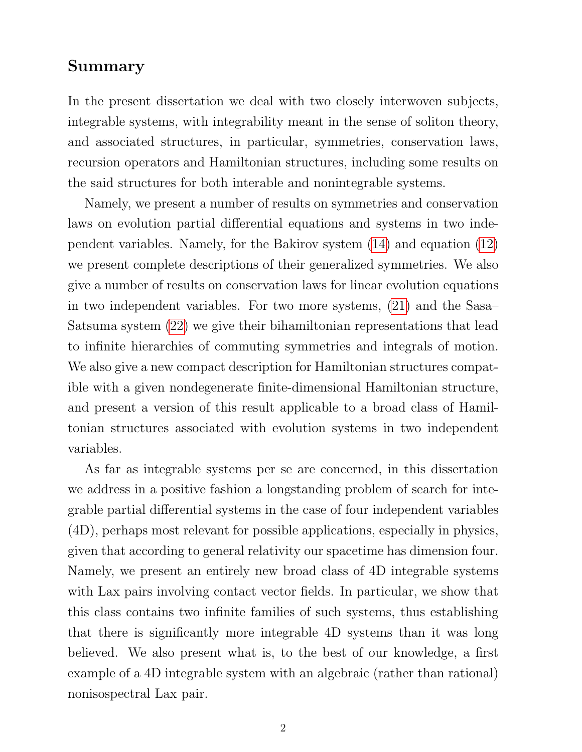## Summary

In the present dissertation we deal with two closely interwoven subjects, integrable systems, with integrability meant in the sense of soliton theory, and associated structures, in particular, symmetries, conservation laws, recursion operators and Hamiltonian structures, including some results on the said structures for both interable and nonintegrable systems.

Namely, we present a number of results on symmetries and conservation laws on evolution partial differential equations and systems in two independent variables. Namely, for the Bakirov system (14) and equation (12) we present complete descriptions of their generalized symmetries. We also give a number of results on conservation laws for linear evolution equations in two independent variables. For two more systems, (21) and the Sasa–Satsuma system (22) we give their bihamiltonian representations that lead to infinite hierarchies of commuting symmetries and integrals of motion. We also give a new compact description for Hamiltonian structures compatible with a given nondegenerate finite-dimensional Hamiltonian structure, and present a version of this result applicable to a broad class of Hamiltonian structures associated with evolution systems in two independent variables.

As far as integrable systems per se are concerned, in this dissertation we address in a positive fashion a longstanding problem of search for integrable partial differential systems in the case of four independent variables (4D), perhaps most relevant for possible applications, especially in physics, given that according to general relativity our spacetime has dimension four. Namely, we present an entirely new broad class of 4D integrable systems with Lax pairs involving contact vector fields. In particular, we show that this class contains two infinite families of such systems, thus establishing that there is significantly more integrable 4D systems than it was long believed. We also present what is, to the best of our knowledge, a first example of a 4D integrable system with an algebraic (rather than rational) nonisospectral Lax pair.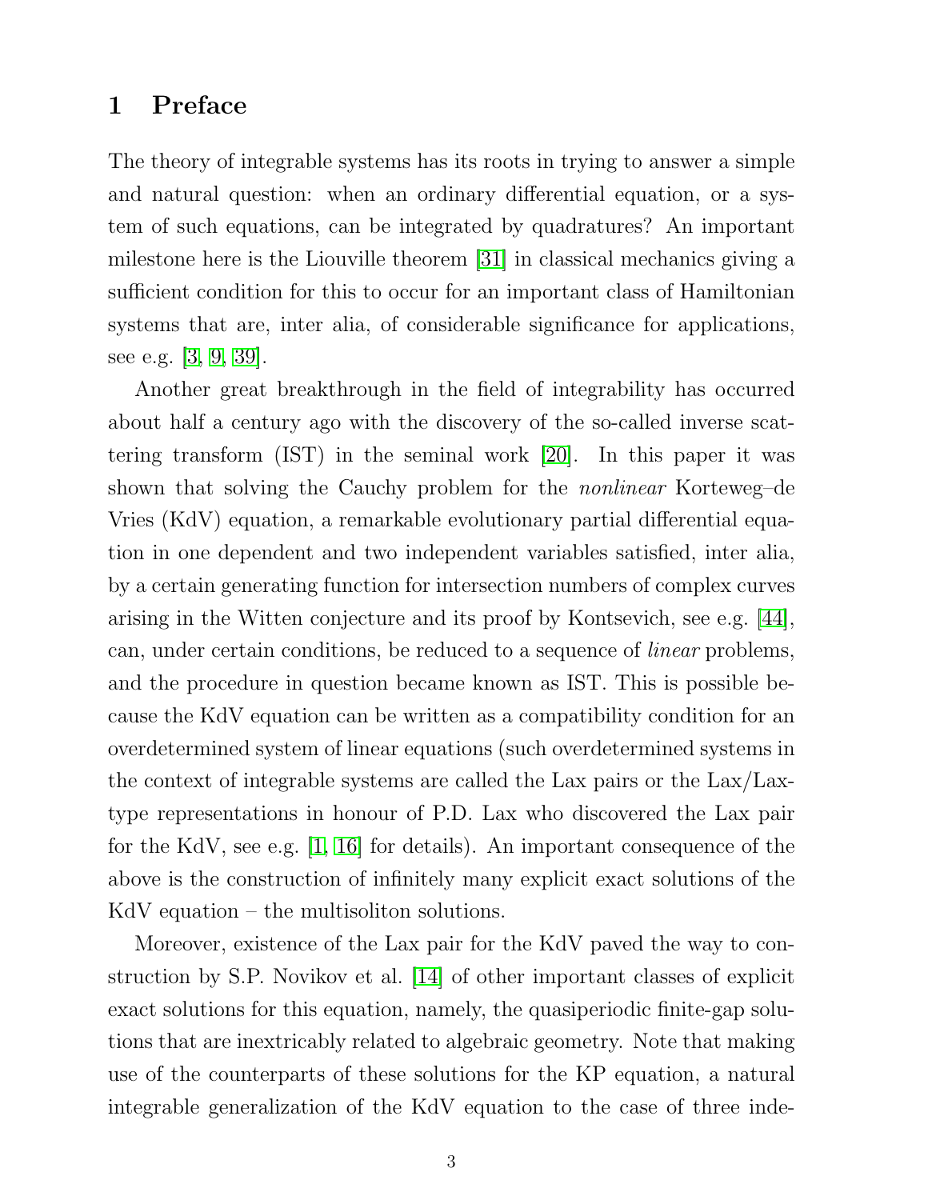# 1 Preface

The theory of integrable systems has its roots in trying to answer a simple and natural question: when an ordinary differential equation, or a system of such equations, can be integrated by quadratures? An important milestone here is the Liouville theorem [31] in classical mechanics giving a sufficient condition for this to occur for an important class of Hamiltonian systems that are, inter alia, of considerable significance for applications, see e.g. [3, 9, 39].

Another great breakthrough in the field of integrability has occurred about half a century ago with the discovery of the so-called inverse scattering transform (IST) in the seminal work [20]. In this paper it was shown that solving the Cauchy problem for the *nonlinear* Korteweg–de Vries (KdV) equation, a remarkable evolutionary partial differential equation in one dependent and two independent variables satisfied, inter alia, by a certain generating function for intersection numbers of complex curves arising in the Witten conjecture and its proof by Kontsevich, see e.g. [44], can, under certain conditions, be reduced to a sequence of *linear* problems, and the procedure in question became known as IST. This is possible because the KdV equation can be written as a compatibility condition for an overdetermined system of linear equations (such overdetermined systems in the context of integrable systems are called the Lax pairs or the Lax/Lax-type representations in honour of P.D. Lax who discovered the Lax pair for the KdV, see e.g. [1, 16] for details). An important consequence of the above is the construction of infinitely many explicit exact solutions of the KdV equation – the multisoliton solutions.

Moreover, existence of the Lax pair for the KdV paved the way to construction by S.P. Novikov et al. [14] of other important classes of explicit exact solutions for this equation, namely, the quasiperiodic finite-gap solutions that are inextricably related to algebraic geometry. Note that making use of the counterparts of these solutions for the KP equation, a natural integrable generalization of the KdV equation to the case of three inde-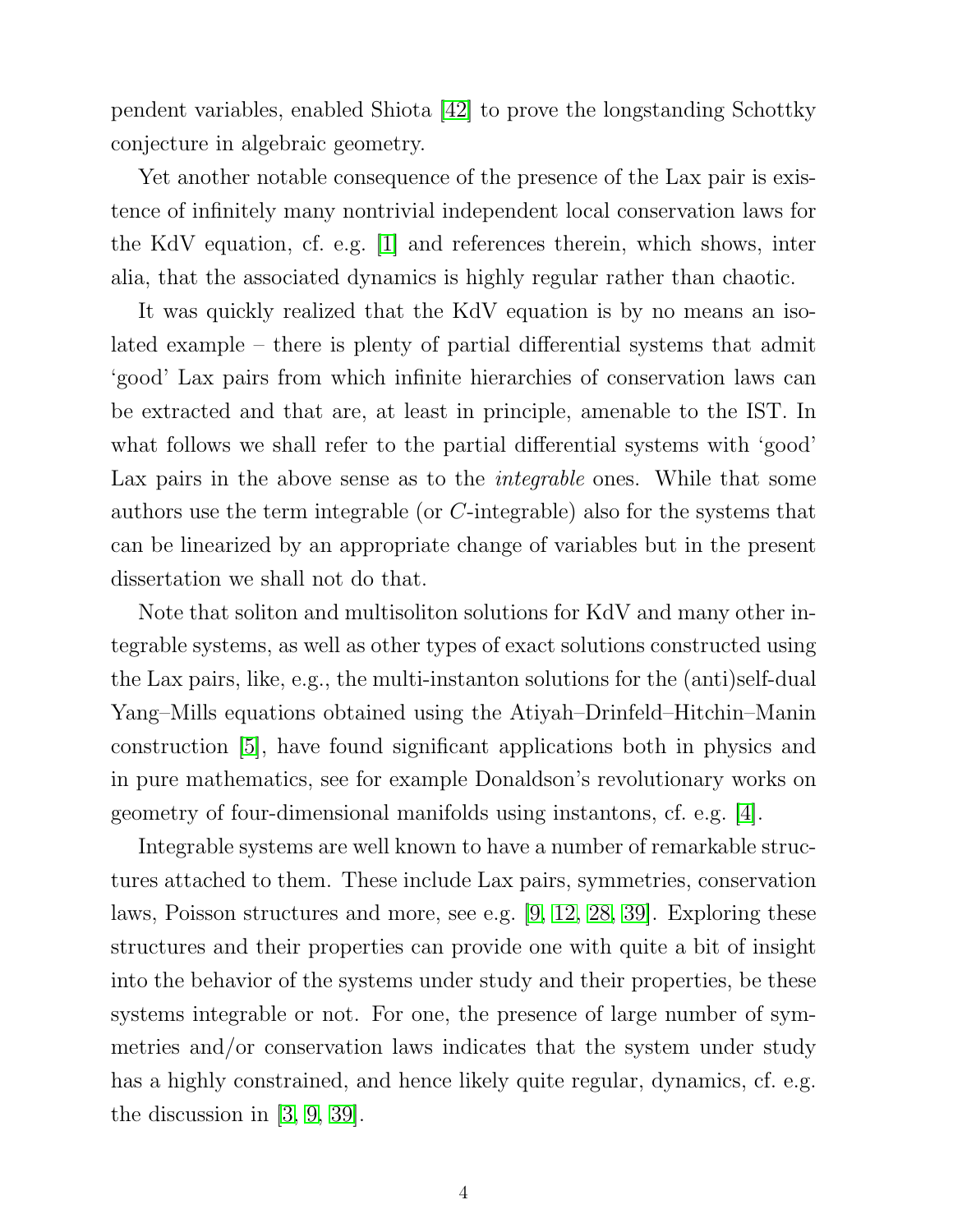pendent variables, enabled Shiota [42] to prove the longstanding Schottky conjecture in algebraic geometry.

Yet another notable consequence of the presence of the Lax pair is existence of infinitely many nontrivial independent local conservation laws for the KdV equation, cf. e.g. [1] and references therein, which shows, inter alia, that the associated dynamics is highly regular rather than chaotic.

It was quickly realized that the KdV equation is by no means an isolated example – there is plenty of partial differential systems that admit 'good' Lax pairs from which infinite hierarchies of conservation laws can be extracted and that are, at least in principle, amenable to the IST. In what follows we shall refer to the partial differential systems with 'good' Lax pairs in the above sense as to the *integrable* ones. While that some authors use the term integrable (or $C$-integrable) also for the systems that can be linearized by an appropriate change of variables but in the present dissertation we shall not do that.

Note that soliton and multisoliton solutions for KdV and many other integrable systems, as well as other types of exact solutions constructed using the Lax pairs, like, e.g., the multi-instanton solutions for the (anti)self-dual Yang–Mills equations obtained using the Atiyah–Drinfeld–Hitchin–Manin construction [5], have found significant applications both in physics and in pure mathematics, see for example Donaldson's revolutionary works on geometry of four-dimensional manifolds using instantons, cf. e.g. [4].

Integrable systems are well known to have a number of remarkable structures attached to them. These include Lax pairs, symmetries, conservation laws, Poisson structures and more, see e.g. [9, 12, 28, 39]. Exploring these structures and their properties can provide one with quite a bit of insight into the behavior of the systems under study and their properties, be these systems integrable or not. For one, the presence of large number of symmetries and/or conservation laws indicates that the system under study has a highly constrained, and hence likely quite regular, dynamics, cf. e.g. the discussion in [3, 9, 39].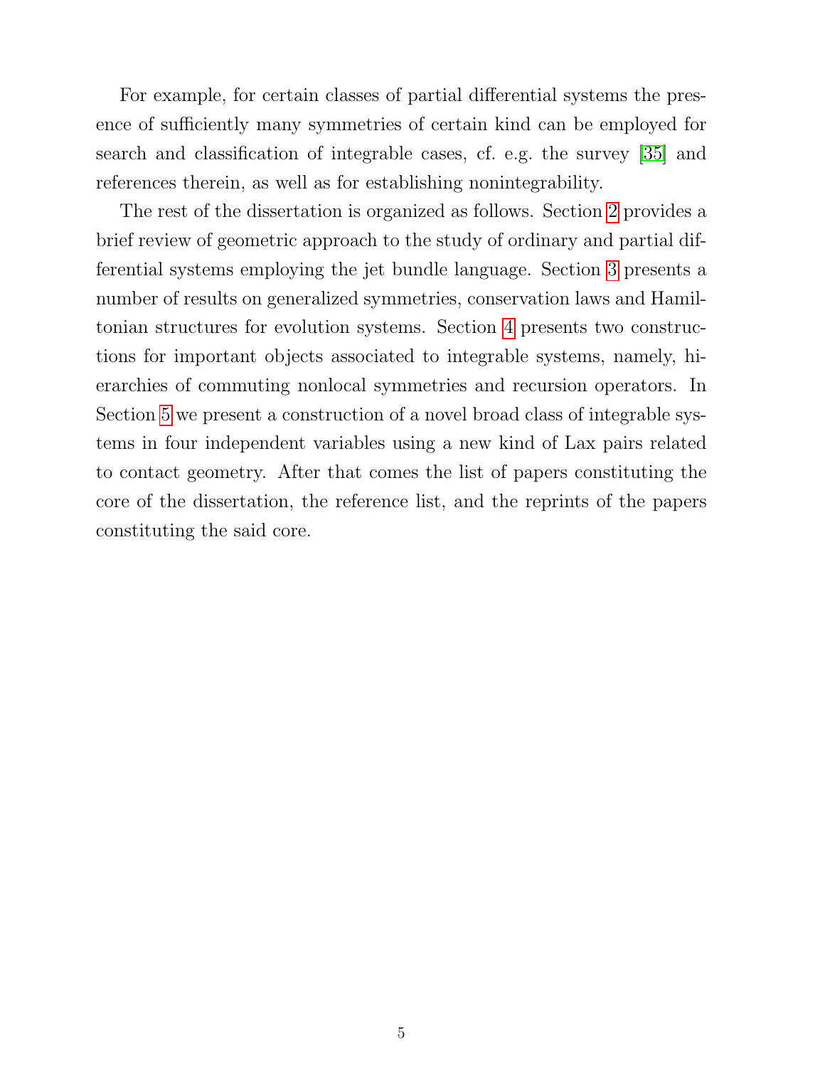For example, for certain classes of partial differential systems the presence of sufficiently many symmetries of certain kind can be employed for search and classification of integrable cases, cf. e.g. the survey [35] and references therein, as well as for establishing nonintegrability.

The rest of the dissertation is organized as follows. Section 2 provides a brief review of geometric approach to the study of ordinary and partial differential systems employing the jet bundle language. Section 3 presents a number of results on generalized symmetries, conservation laws and Hamiltonian structures for evolution systems. Section 4 presents two constructions for important objects associated to integrable systems, namely, hierarchies of commuting nonlocal symmetries and recursion operators. In Section 5 we present a construction of a novel broad class of integrable systems in four independent variables using a new kind of Lax pairs related to contact geometry. After that comes the list of papers constituting the core of the dissertation, the reference list, and the reprints of the papers constituting the said core.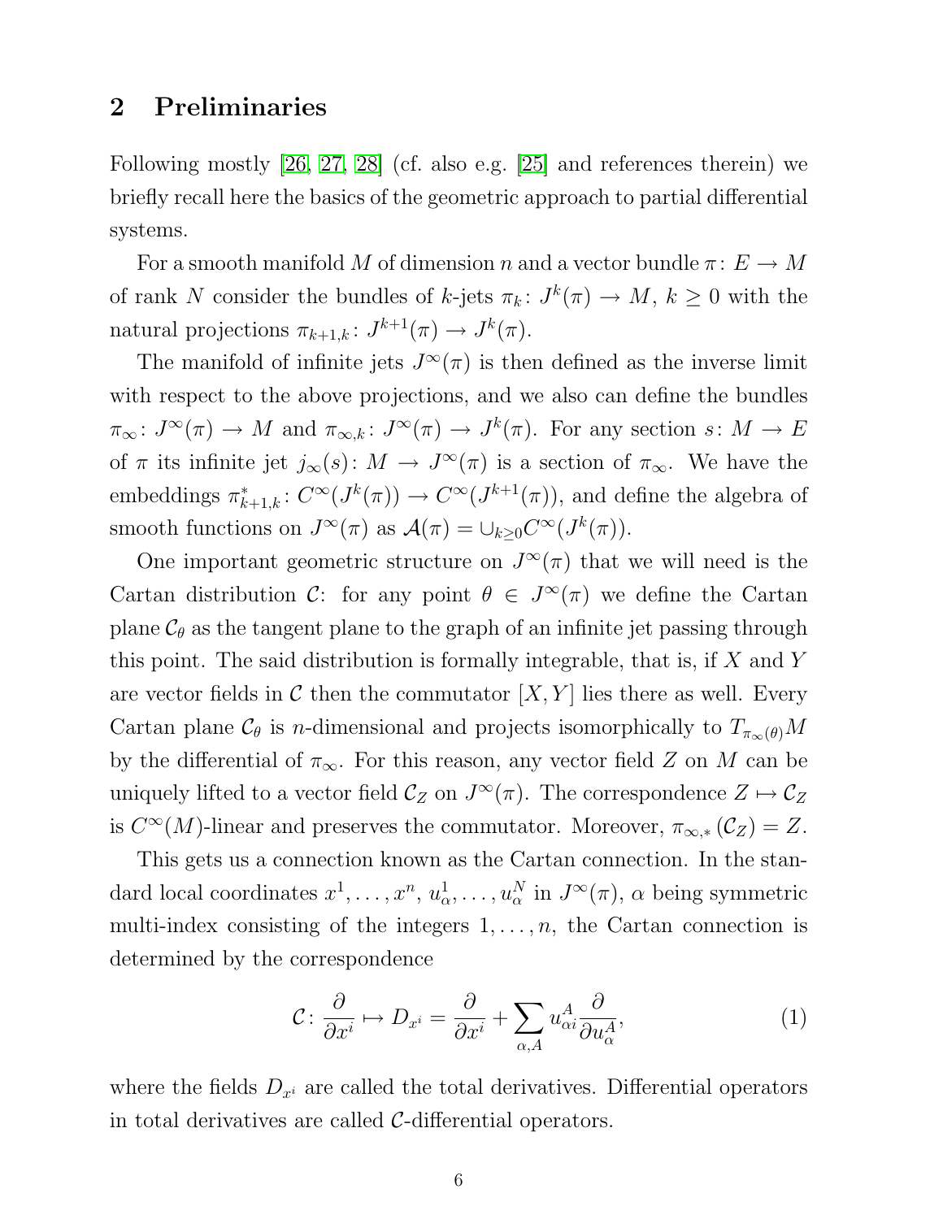## 2 Preliminaries

Following mostly [26, 27, 28] (cf. also e.g. [25] and references therein) we briefly recall here the basics of the geometric approach to partial differential systems.

For a smooth manifold $M$ of dimension $n$ and a vector bundle $\pi\colon E \to M$ of rank $N$ consider the bundles of $k$-jets $\pi_k\colon J^k(\pi) \to M$, $k \geq 0$ with the natural projections $\pi_{k+1,k}\colon J^{k+1}(\pi) \to J^k(\pi)$.

The manifold of infinite jets $J^\infty(\pi)$ is then defined as the inverse limit with respect to the above projections, and we also can define the bundles $\pi_\infty\colon J^\infty(\pi) \to M$ and $\pi_{\infty,k}\colon J^\infty(\pi) \to J^k(\pi)$. For any section $s\colon M \to E$ of $\pi$ its infinite jet $j_\infty(s)\colon M \to J^\infty(\pi)$ is a section of $\pi_\infty$. We have the embeddings $\pi^*_{k+1,k}\colon C^\infty(J^k(\pi)) \to C^\infty(J^{k+1}(\pi))$, and define the algebra of smooth functions on $J^\infty(\pi)$ as $\mathcal{A}(\pi) = \cup_{k\geq 0} C^\infty(J^k(\pi))$.

One important geometric structure on $J^\infty(\pi)$ that we will need is the Cartan distribution $\mathcal{C}$: for any point $\theta \in J^\infty(\pi)$ we define the Cartan plane $\mathcal{C}_\theta$ as the tangent plane to the graph of an infinite jet passing through this point. The said distribution is formally integrable, that is, if $X$ and $Y$ are vector fields in $\mathcal{C}$ then the commutator $[X, Y]$ lies there as well. Every Cartan plane $\mathcal{C}_\theta$ is $n$-dimensional and projects isomorphically to $T_{\pi_\infty(\theta)}M$ by the differential of $\pi_\infty$. For this reason, any vector field $Z$ on $M$ can be uniquely lifted to a vector field $\mathcal{C}_Z$ on $J^\infty(\pi)$. The correspondence $Z \mapsto \mathcal{C}_Z$ is $C^\infty(M)$-linear and preserves the commutator. Moreover, $\pi_{\infty,*}(\mathcal{C}_Z) = Z$.

This gets us a connection known as the Cartan connection. In the standard local coordinates $x^1, \ldots, x^n$, $u^1_\alpha, \ldots, u^N_\alpha$ in $J^\infty(\pi)$, $\alpha$ being symmetric multi-index consisting of the integers $1, \ldots, n$, the Cartan connection is determined by the correspondence

$$\mathcal{C}\colon \frac{\partial}{\partial x^i} \mapsto D_{x^i} = \frac{\partial}{\partial x^i} + \sum_{\alpha,A} u^A_{\alpha i} \frac{\partial}{\partial u^A_\alpha}, \tag{1}$$

where the fields $D_{x^i}$ are called the total derivatives. Differential operators in total derivatives are called $\mathcal{C}$-differential operators.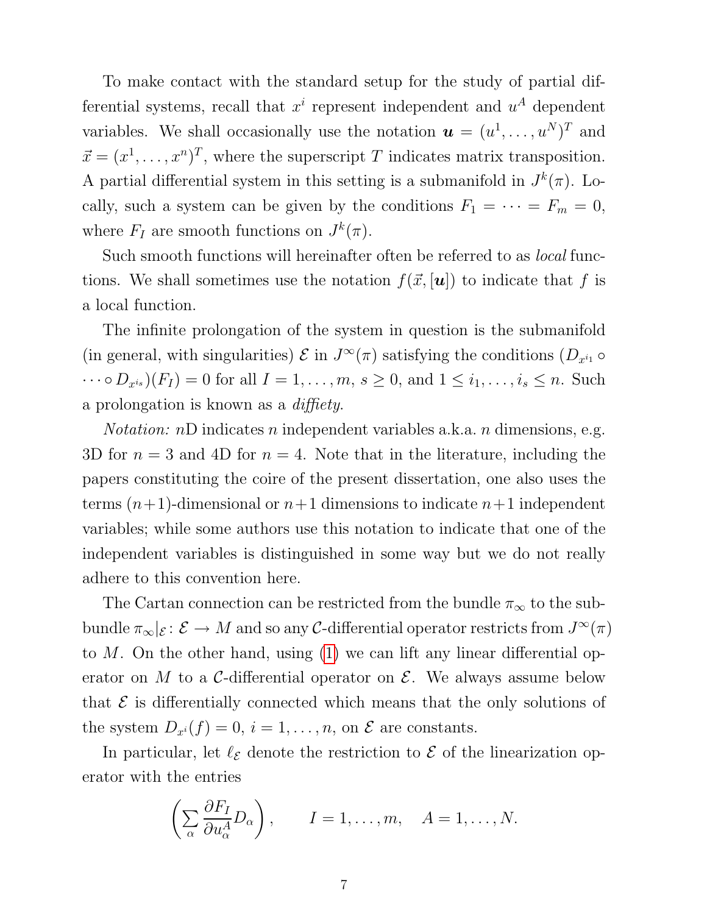To make contact with the standard setup for the study of partial differential systems, recall that $x^i$ represent independent and $u^A$ dependent variables. We shall occasionally use the notation $\boldsymbol{u} = (u^1, \dots, u^N)^T$ and $\vec{x} = (x^1, \dots, x^n)^T$, where the superscript $T$ indicates matrix transposition. A partial differential system in this setting is a submanifold in $J^k(\pi)$. Locally, such a system can be given by the conditions $F_1 = \cdots = F_m = 0$, where $F_I$ are smooth functions on $J^k(\pi)$.

Such smooth functions will hereinafter often be referred to as *local* functions. We shall sometimes use the notation $f(\vec{x}, [\boldsymbol{u}])$ to indicate that $f$ is a local function.

The infinite prolongation of the system in question is the submanifold (in general, with singularities) $\mathcal{E}$ in $J^\infty(\pi)$ satisfying the conditions $(D_{x^{i_1}} \circ \cdots \circ D_{x^{i_s}})(F_I) = 0$ for all $I = 1, \dots, m$, $s \geq 0$, and $1 \leq i_1, \dots, i_s \leq n$. Such a prolongation is known as a *diffiety*.

*Notation:* $n$D indicates $n$ independent variables a.k.a. $n$ dimensions, e.g. 3D for $n = 3$ and 4D for $n = 4$. Note that in the literature, including the papers constituting the coire of the present dissertation, one also uses the terms $(n+1)$-dimensional or $n+1$ dimensions to indicate $n+1$ independent variables; while some authors use this notation to indicate that one of the independent variables is distinguished in some way but we do not really adhere to this convention here.

The Cartan connection can be restricted from the bundle $\pi_\infty$ to the subbundle $\pi_\infty|_{\mathcal{E}} \colon \mathcal{E} \to M$ and so any $\mathcal{C}$-differential operator restricts from $J^\infty(\pi)$ to $M$. On the other hand, using (1) we can lift any linear differential operator on $M$ to a $\mathcal{C}$-differential operator on $\mathcal{E}$. We always assume below that $\mathcal{E}$ is differentially connected which means that the only solutions of the system $D_{x^i}(f) = 0$, $i = 1, \dots, n$, on $\mathcal{E}$ are constants.

In particular, let $\ell_{\mathcal{E}}$ denote the restriction to $\mathcal{E}$ of the linearization operator with the entries

$$\left( \sum_\alpha \frac{\partial F_I}{\partial u^A_\alpha} D_\alpha \right), \qquad I = 1, \dots, m, \quad A = 1, \dots, N.$$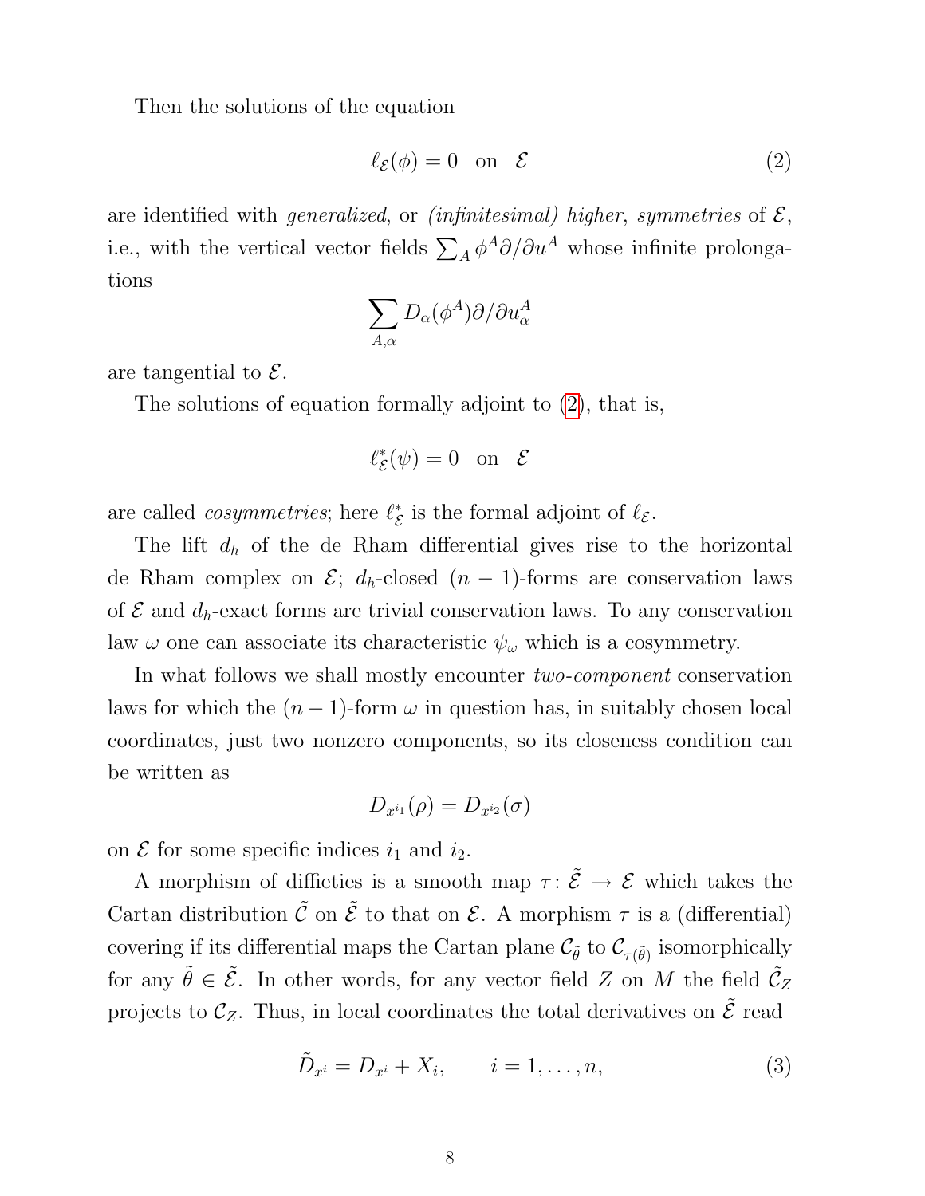Then the solutions of the equation

$$\ell_{\mathcal{E}}(\phi) = 0 \quad \text{on} \quad \mathcal{E} \tag{2}$$

are identified with *generalized*, or *(infinitesimal) higher*, *symmetries* of $\mathcal{E}$, i.e., with the vertical vector fields $\sum_A \phi^A \partial/\partial u^A$ whose infinite prolongations

$$\sum_{A,\alpha} D_\alpha(\phi^A)\partial/\partial u^A_\alpha$$

are tangential to $\mathcal{E}$.

The solutions of equation formally adjoint to (2), that is,

$$\ell^*_{\mathcal{E}}(\psi) = 0 \quad \text{on} \quad \mathcal{E}$$

are called *cosymmetries*; here $\ell^*_{\mathcal{E}}$ is the formal adjoint of $\ell_{\mathcal{E}}$.

The lift $d_h$ of the de Rham differential gives rise to the horizontal de Rham complex on $\mathcal{E}$; $d_h$-closed $(n-1)$-forms are conservation laws of $\mathcal{E}$ and $d_h$-exact forms are trivial conservation laws. To any conservation law $\omega$ one can associate its characteristic $\psi_\omega$ which is a cosymmetry.

In what follows we shall mostly encounter *two-component* conservation laws for which the $(n-1)$-form $\omega$ in question has, in suitably chosen local coordinates, just two nonzero components, so its closeness condition can be written as

$$D_{x^{i_1}}(\rho) = D_{x^{i_2}}(\sigma)$$

on $\mathcal{E}$ for some specific indices $i_1$ and $i_2$.

A morphism of diffieties is a smooth map $\tau\colon \tilde{\mathcal{E}} \to \mathcal{E}$ which takes the Cartan distribution $\tilde{\mathcal{C}}$ on $\tilde{\mathcal{E}}$ to that on $\mathcal{E}$. A morphism $\tau$ is a (differential) covering if its differential maps the Cartan plane $\mathcal{C}_{\tilde{\theta}}$ to $\mathcal{C}_{\tau(\tilde{\theta})}$ isomorphically for any $\tilde{\theta} \in \tilde{\mathcal{E}}$. In other words, for any vector field $Z$ on $M$ the field $\tilde{\mathcal{C}}_Z$ projects to $\mathcal{C}_Z$. Thus, in local coordinates the total derivatives on $\tilde{\mathcal{E}}$ read

$$\tilde{D}_{x^i} = D_{x^i} + X_i, \qquad i = 1, \dots, n, \tag{3}$$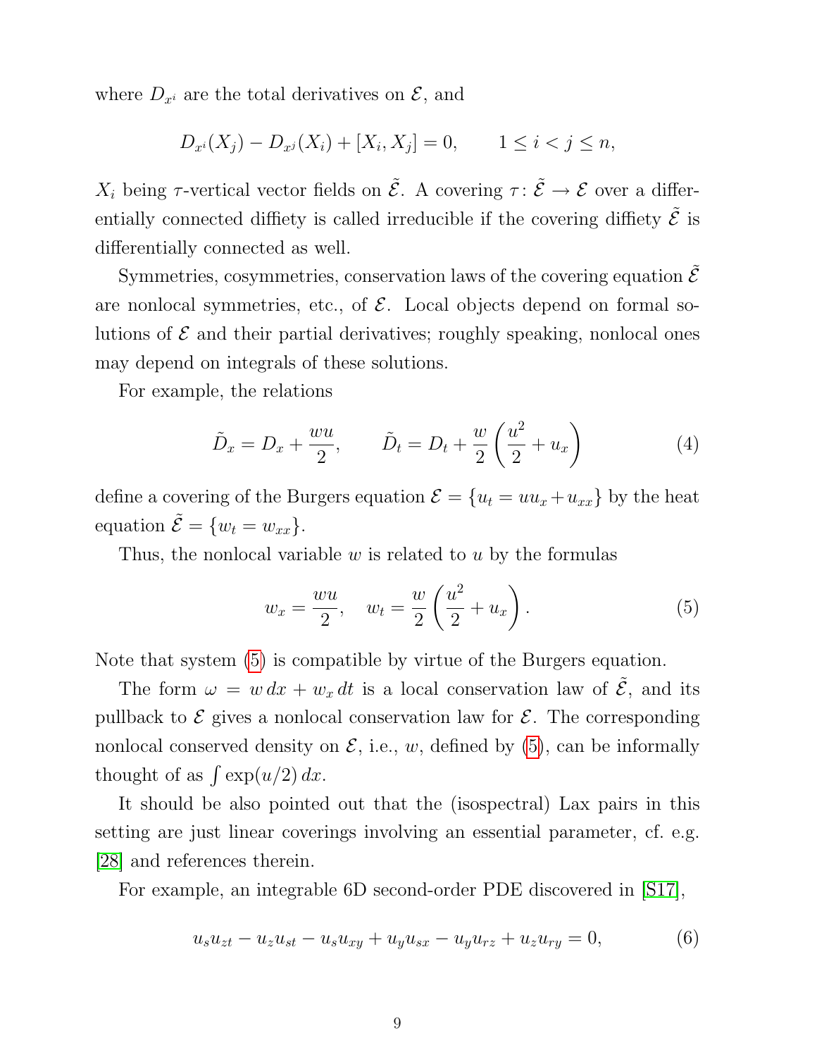where $D_{x^i}$ are the total derivatives on $\mathcal{E}$, and

$$D_{x^i}(X_j) - D_{x^j}(X_i) + [X_i, X_j] = 0, \qquad 1 \leq i < j \leq n,$$

$X_i$ being $\tau$-vertical vector fields on $\tilde{\mathcal{E}}$. A covering $\tau \colon \tilde{\mathcal{E}} \to \mathcal{E}$ over a differentially connected diffiety is called irreducible if the covering diffiety $\tilde{\mathcal{E}}$ is differentially connected as well.

Symmetries, cosymmetries, conservation laws of the covering equation $\tilde{\mathcal{E}}$ are nonlocal symmetries, etc., of $\mathcal{E}$. Local objects depend on formal solutions of $\mathcal{E}$ and their partial derivatives; roughly speaking, nonlocal ones may depend on integrals of these solutions.

For example, the relations

$$\tilde{D}_x = D_x + \frac{wu}{2}, \qquad \tilde{D}_t = D_t + \frac{w}{2}\left(\frac{u^2}{2} + u_x\right) \tag{4}$$

define a covering of the Burgers equation $\mathcal{E} = \{u_t = uu_x + u_{xx}\}$ by the heat equation $\tilde{\mathcal{E}} = \{w_t = w_{xx}\}$.

Thus, the nonlocal variable $w$ is related to $u$ by the formulas

$$w_x = \frac{wu}{2}, \quad w_t = \frac{w}{2}\left(\frac{u^2}{2} + u_x\right). \tag{5}$$

Note that system (5) is compatible by virtue of the Burgers equation.

The form $\omega = w\,dx + w_x\,dt$ is a local conservation law of $\tilde{\mathcal{E}}$, and its pullback to $\mathcal{E}$ gives a nonlocal conservation law for $\mathcal{E}$. The corresponding nonlocal conserved density on $\mathcal{E}$, i.e., $w$, defined by (5), can be informally thought of as $\int \exp(u/2)\,dx$.

It should be also pointed out that the (isospectral) Lax pairs in this setting are just linear coverings involving an essential parameter, cf. e.g. [28] and references therein.

For example, an integrable 6D second-order PDE discovered in [S17],

$$u_s u_{zt} - u_z u_{st} - u_s u_{xy} + u_y u_{sx} - u_y u_{rz} + u_z u_{ry} = 0, \tag{6}$$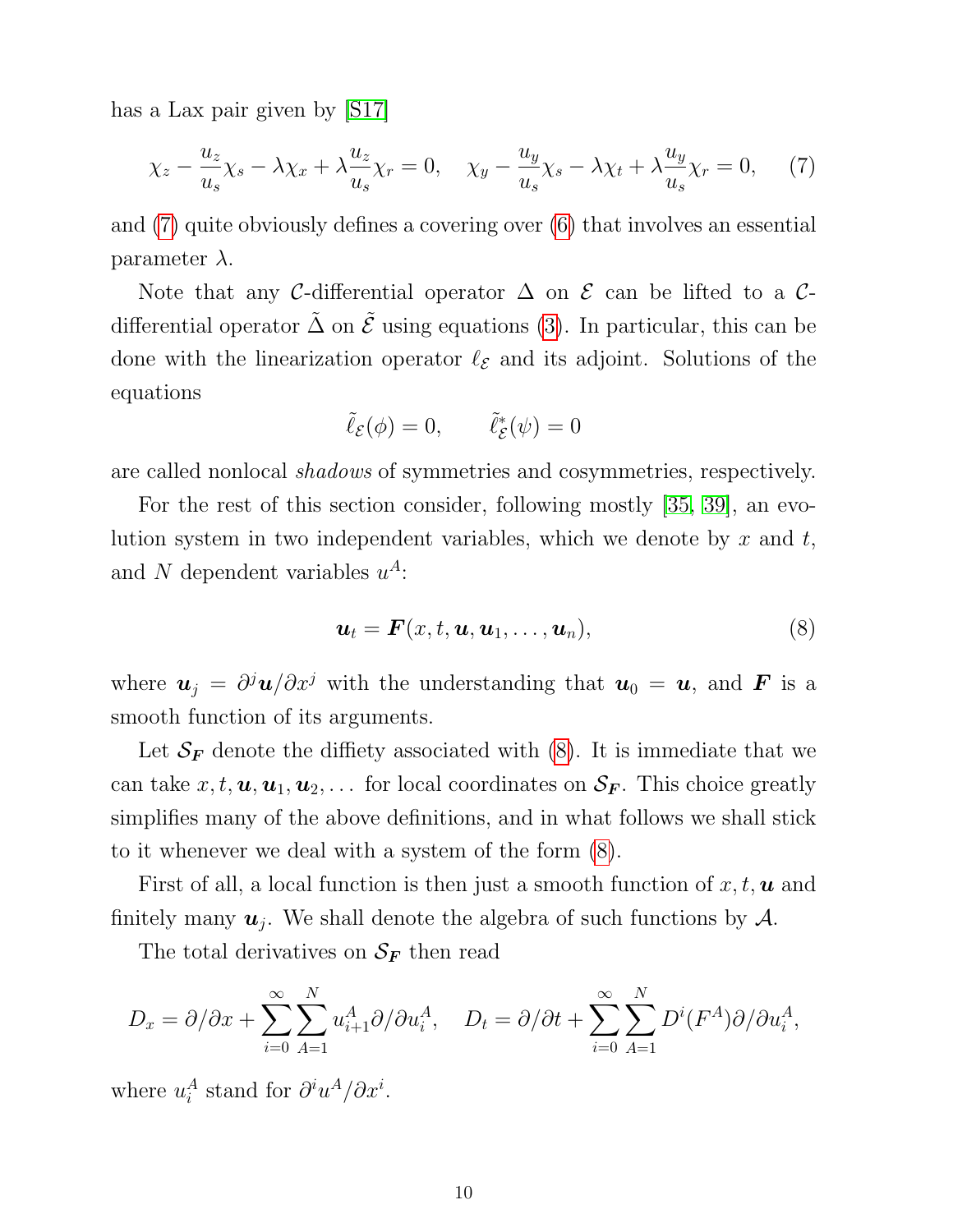has a Lax pair given by [S17]

$$\chi_z - \frac{u_z}{u_s}\chi_s - \lambda\chi_x + \lambda\frac{u_z}{u_s}\chi_r = 0, \quad \chi_y - \frac{u_y}{u_s}\chi_s - \lambda\chi_t + \lambda\frac{u_y}{u_s}\chi_r = 0, \tag{7}$$

and (7) quite obviously defines a covering over (6) that involves an essential parameter $\lambda$.

Note that any $\mathcal{C}$-differential operator $\Delta$ on $\mathcal{E}$ can be lifted to a $\mathcal{C}$-differential operator $\tilde{\Delta}$ on $\tilde{\mathcal{E}}$ using equations (3). In particular, this can be done with the linearization operator $\ell_{\mathcal{E}}$ and its adjoint. Solutions of the equations

$$\tilde{\ell}_{\mathcal{E}}(\phi) = 0, \qquad \tilde{\ell}^*_{\mathcal{E}}(\psi) = 0$$

are called nonlocal *shadows* of symmetries and cosymmetries, respectively.

For the rest of this section consider, following mostly [35, 39], an evolution system in two independent variables, which we denote by $x$ and $t$, and $N$ dependent variables $u^A$:

$$\boldsymbol{u}_t = \boldsymbol{F}(x, t, \boldsymbol{u}, \boldsymbol{u}_1, \dots, \boldsymbol{u}_n), \tag{8}$$

where $\boldsymbol{u}_j = \partial^j \boldsymbol{u}/\partial x^j$ with the understanding that $\boldsymbol{u}_0 = \boldsymbol{u}$, and $\boldsymbol{F}$ is a smooth function of its arguments.

Let $\mathcal{S}_{\boldsymbol{F}}$ denote the diffiety associated with (8). It is immediate that we can take $x, t, \boldsymbol{u}, \boldsymbol{u}_1, \boldsymbol{u}_2, \dots$ for local coordinates on $\mathcal{S}_{\boldsymbol{F}}$. This choice greatly simplifies many of the above definitions, and in what follows we shall stick to it whenever we deal with a system of the form (8).

First of all, a local function is then just a smooth function of $x, t, \boldsymbol{u}$ and finitely many $\boldsymbol{u}_j$. We shall denote the algebra of such functions by $\mathcal{A}$.

The total derivatives on $\mathcal{S}_{\boldsymbol{F}}$ then read

$$D_x = \partial/\partial x + \sum_{i=0}^{\infty}\sum_{A=1}^{N} u^A_{i+1}\partial/\partial u^A_i, \quad D_t = \partial/\partial t + \sum_{i=0}^{\infty}\sum_{A=1}^{N} D^i(F^A)\partial/\partial u^A_i,$$

where $u^A_i$ stand for $\partial^i u^A/\partial x^i$.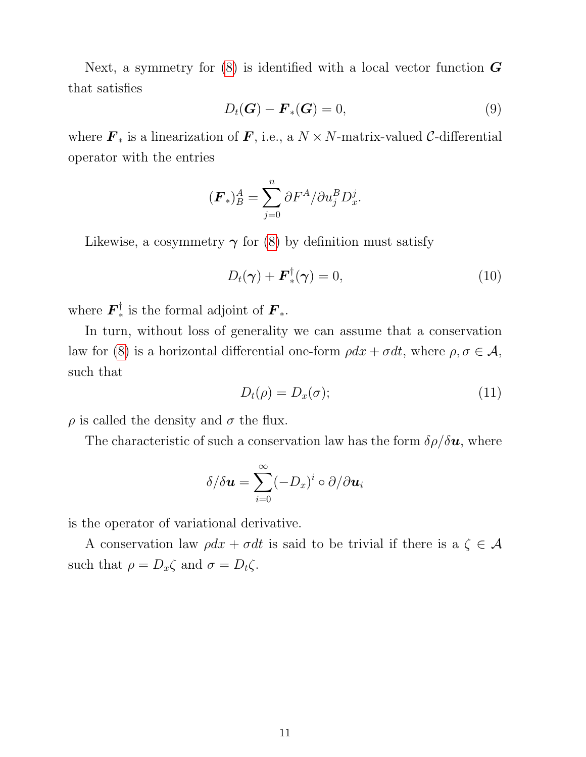Next, a symmetry for (8) is identified with a local vector function $\boldsymbol{G}$ that satisfies

$$D_t(\boldsymbol{G}) - \boldsymbol{F}_*(\boldsymbol{G}) = 0, \tag{9}$$

where $\boldsymbol{F}_*$ is a linearization of $\boldsymbol{F}$, i.e., a $N \times N$-matrix-valued $\mathcal{C}$-differential operator with the entries

$$(\boldsymbol{F}_*)^A_B = \sum_{j=0}^{n} \partial F^A / \partial u^B_j D^j_x.$$

Likewise, a cosymmetry $\boldsymbol{\gamma}$ for (8) by definition must satisfy

$$D_t(\boldsymbol{\gamma}) + \boldsymbol{F}^\dagger_*(\boldsymbol{\gamma}) = 0, \tag{10}$$

where $\boldsymbol{F}^\dagger_*$ is the formal adjoint of $\boldsymbol{F}_*$.

In turn, without loss of generality we can assume that a conservation law for (8) is a horizontal differential one-form $\rho dx + \sigma dt$, where $\rho, \sigma \in \mathcal{A}$, such that

$$D_t(\rho) = D_x(\sigma); \tag{11}$$

$\rho$ is called the density and $\sigma$ the flux.

The characteristic of such a conservation law has the form $\delta\rho/\delta\boldsymbol{u}$, where

$$\delta/\delta\boldsymbol{u} = \sum_{i=0}^{\infty} (-D_x)^i \circ \partial/\partial \boldsymbol{u}_i$$

is the operator of variational derivative.

A conservation law $\rho dx + \sigma dt$ is said to be trivial if there is a $\zeta \in \mathcal{A}$ such that $\rho = D_x\zeta$ and $\sigma = D_t\zeta$.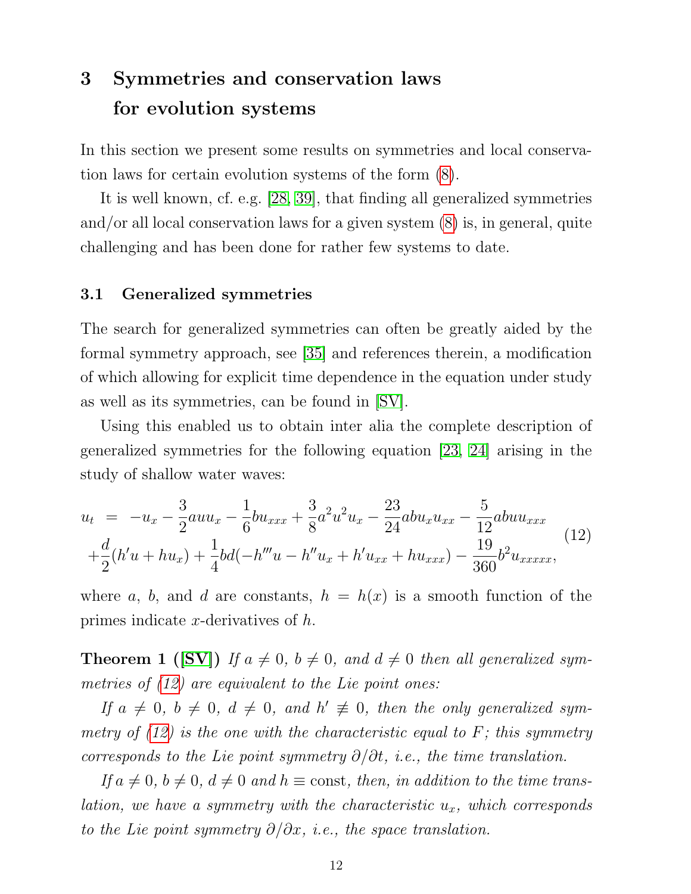## 3 Symmetries and conservation laws for evolution systems

In this section we present some results on symmetries and local conservation laws for certain evolution systems of the form (8).

It is well known, cf. e.g. [28, 39], that finding all generalized symmetries and/or all local conservation laws for a given system (8) is, in general, quite challenging and has been done for rather few systems to date.

### 3.1 Generalized symmetries

The search for generalized symmetries can often be greatly aided by the formal symmetry approach, see [35] and references therein, a modification of which allowing for explicit time dependence in the equation under study as well as its symmetries, can be found in [SV].

Using this enabled us to obtain inter alia the complete description of generalized symmetries for the following equation [23, 24] arising in the study of shallow water waves:

$$
\begin{aligned}
u_t &= -u_x - \frac{3}{2}auu_x - \frac{1}{6}bu_{xxx} + \frac{3}{8}a^2u^2u_x - \frac{23}{24}abu_xu_{xx} - \frac{5}{12}abuu_{xxx} \\
&+ \frac{d}{2}(h'u + hu_x) + \frac{1}{4}bd(-h'''u - h''u_x + h'u_{xx} + hu_{xxx}) - \frac{19}{360}b^2u_{xxxxx},
\end{aligned}
\tag{12}
$$

where $a$, $b$, and $d$ are constants, $h = h(x)$ is a smooth function of the primes indicate $x$-derivatives of $h$.

**Theorem 1 ([SV])** *If $a \neq 0$, $b \neq 0$, and $d \neq 0$ then all generalized symmetries of (12) are equivalent to the Lie point ones:*

*If $a \neq 0$, $b \neq 0$, $d \neq 0$, and $h' \not\equiv 0$, then the only generalized symmetry of (12) is the one with the characteristic equal to $F$; this symmetry corresponds to the Lie point symmetry $\partial/\partial t$, i.e., the time translation.*

*If $a \neq 0$, $b \neq 0$, $d \neq 0$ and $h \equiv \text{const}$, then, in addition to the time translation, we have a symmetry with the characteristic $u_x$, which corresponds to the Lie point symmetry $\partial/\partial x$, i.e., the space translation.*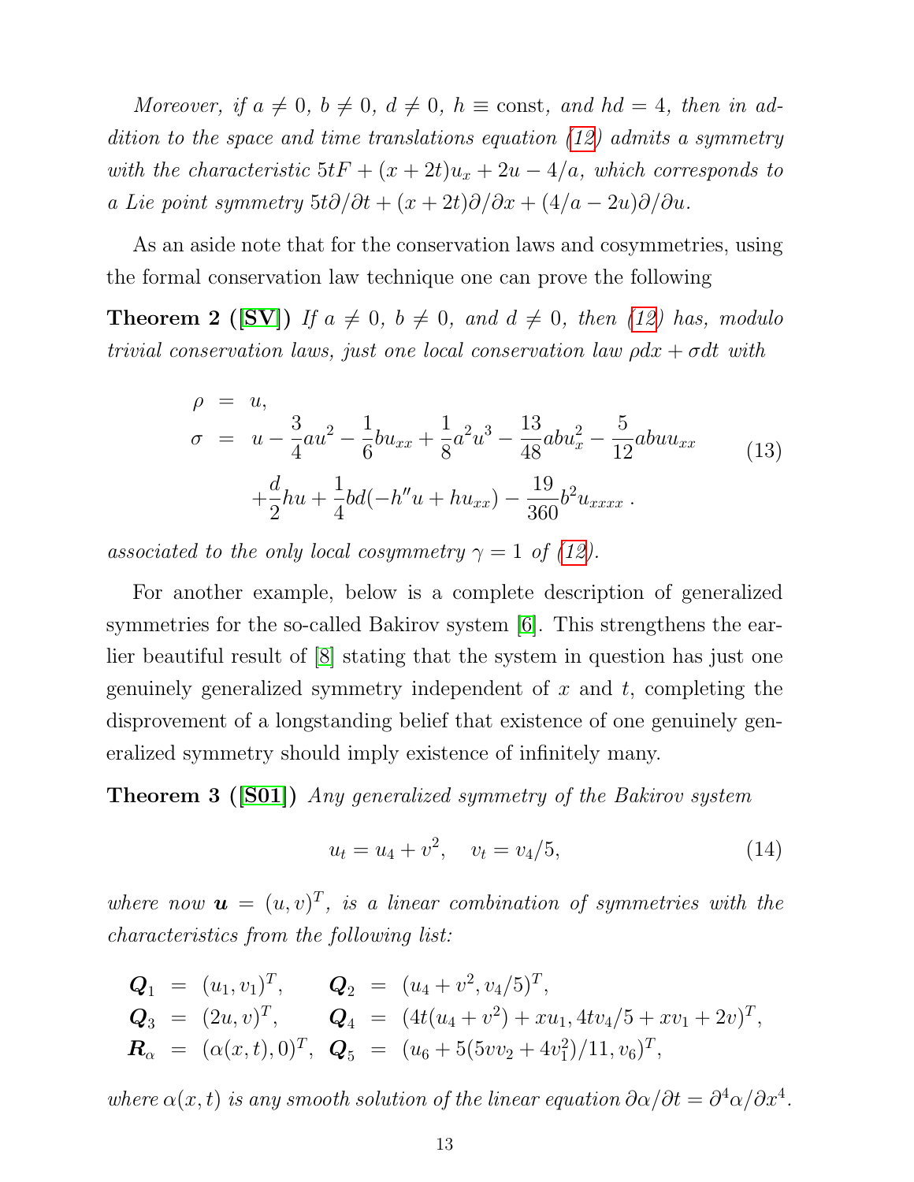*Moreover, if $a \neq 0$, $b \neq 0$, $d \neq 0$, $h \equiv \text{const}$, and $hd = 4$, then in addition to the space and time translations equation (12) admits a symmetry with the characteristic $5tF + (x + 2t)u_x + 2u - 4/a$, which corresponds to a Lie point symmetry $5t\partial/\partial t + (x + 2t)\partial/\partial x + (4/a - 2u)\partial/\partial u$.*

As an aside note that for the conservation laws and cosymmetries, using the formal conservation law technique one can prove the following

**Theorem 2 ([SV])** *If $a \neq 0$, $b \neq 0$, and $d \neq 0$, then (12) has, modulo trivial conservation laws, just one local conservation law $\rho dx + \sigma dt$ with*

$$
\begin{aligned}
\rho &= u, \\
\sigma &= u - \frac{3}{4}au^2 - \frac{1}{6}bu_{xx} + \frac{1}{8}a^2u^3 - \frac{13}{48}abu_x^2 - \frac{5}{12}abuu_{xx} \\
&\quad + \frac{d}{2}hu + \frac{1}{4}bd(-h''u + hu_{xx}) - \frac{19}{360}b^2u_{xxxx}\,.
\end{aligned} \tag{13}
$$

*associated to the only local cosymmetry $\gamma = 1$ of (12).*

For another example, below is a complete description of generalized symmetries for the so-called Bakirov system [6]. This strengthens the earlier beautiful result of [8] stating that the system in question has just one genuinely generalized symmetry independent of $x$ and $t$, completing the disprovement of a longstanding belief that existence of one genuinely generalized symmetry should imply existence of infinitely many.

**Theorem 3 ([S01])** *Any generalized symmetry of the Bakirov system*

$$
u_t = u_4 + v^2, \quad v_t = v_4/5, \tag{14}
$$

*where now $\boldsymbol{u} = (u, v)^T$, is a linear combination of symmetries with the characteristics from the following list:*

$$
\begin{aligned}
\boldsymbol{Q}_1 &= (u_1, v_1)^T, & \boldsymbol{Q}_2 &= (u_4 + v^2, v_4/5)^T, \\
\boldsymbol{Q}_3 &= (2u, v)^T, & \boldsymbol{Q}_4 &= (4t(u_4 + v^2) + xu_1, 4tv_4/5 + xv_1 + 2v)^T, \\
\boldsymbol{R}_\alpha &= (\alpha(x,t), 0)^T, & \boldsymbol{Q}_5 &= (u_6 + 5(5vv_2 + 4v_1^2)/11, v_6)^T,
\end{aligned}
$$

*where $\alpha(x, t)$ is any smooth solution of the linear equation $\partial\alpha/\partial t = \partial^4\alpha/\partial x^4$.*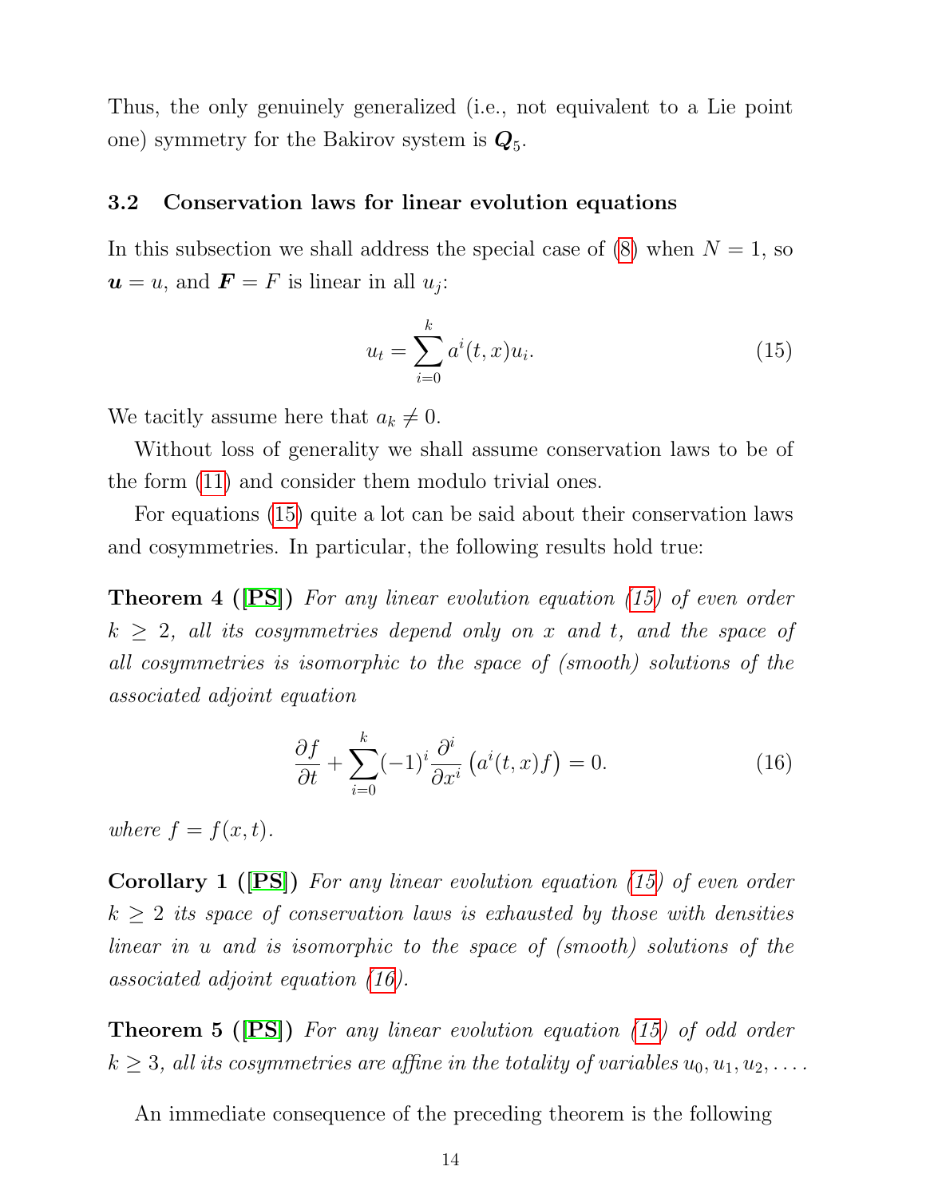Thus, the only genuinely generalized (i.e., not equivalent to a Lie point one) symmetry for the Bakirov system is $\boldsymbol{Q}_5$.

### 3.2 Conservation laws for linear evolution equations

In this subsection we shall address the special case of (8) when $N = 1$, so $\boldsymbol{u} = u$, and $\boldsymbol{F} = F$ is linear in all $u_j$:

$$u_t = \sum_{i=0}^{k} a^i(t, x) u_i. \tag{15}$$

We tacitly assume here that $a_k \neq 0$.

Without loss of generality we shall assume conservation laws to be of the form (11) and consider them modulo trivial ones.

For equations (15) quite a lot can be said about their conservation laws and cosymmetries. In particular, the following results hold true:

**Theorem 4 ([PS])** *For any linear evolution equation (15) of even order $k \geq 2$, all its cosymmetries depend only on $x$ and $t$, and the space of all cosymmetries is isomorphic to the space of (smooth) solutions of the associated adjoint equation*

$$\frac{\partial f}{\partial t} + \sum_{i=0}^{k} (-1)^i \frac{\partial^i}{\partial x^i} \left( a^i(t, x) f \right) = 0. \tag{16}$$

*where $f = f(x, t)$.*

**Corollary 1 ([PS])** *For any linear evolution equation (15) of even order $k \geq 2$ its space of conservation laws is exhausted by those with densities linear in $u$ and is isomorphic to the space of (smooth) solutions of the associated adjoint equation (16).*

**Theorem 5 ([PS])** *For any linear evolution equation (15) of odd order $k \geq 3$, all its cosymmetries are affine in the totality of variables $u_0, u_1, u_2, \ldots$.*

An immediate consequence of the preceding theorem is the following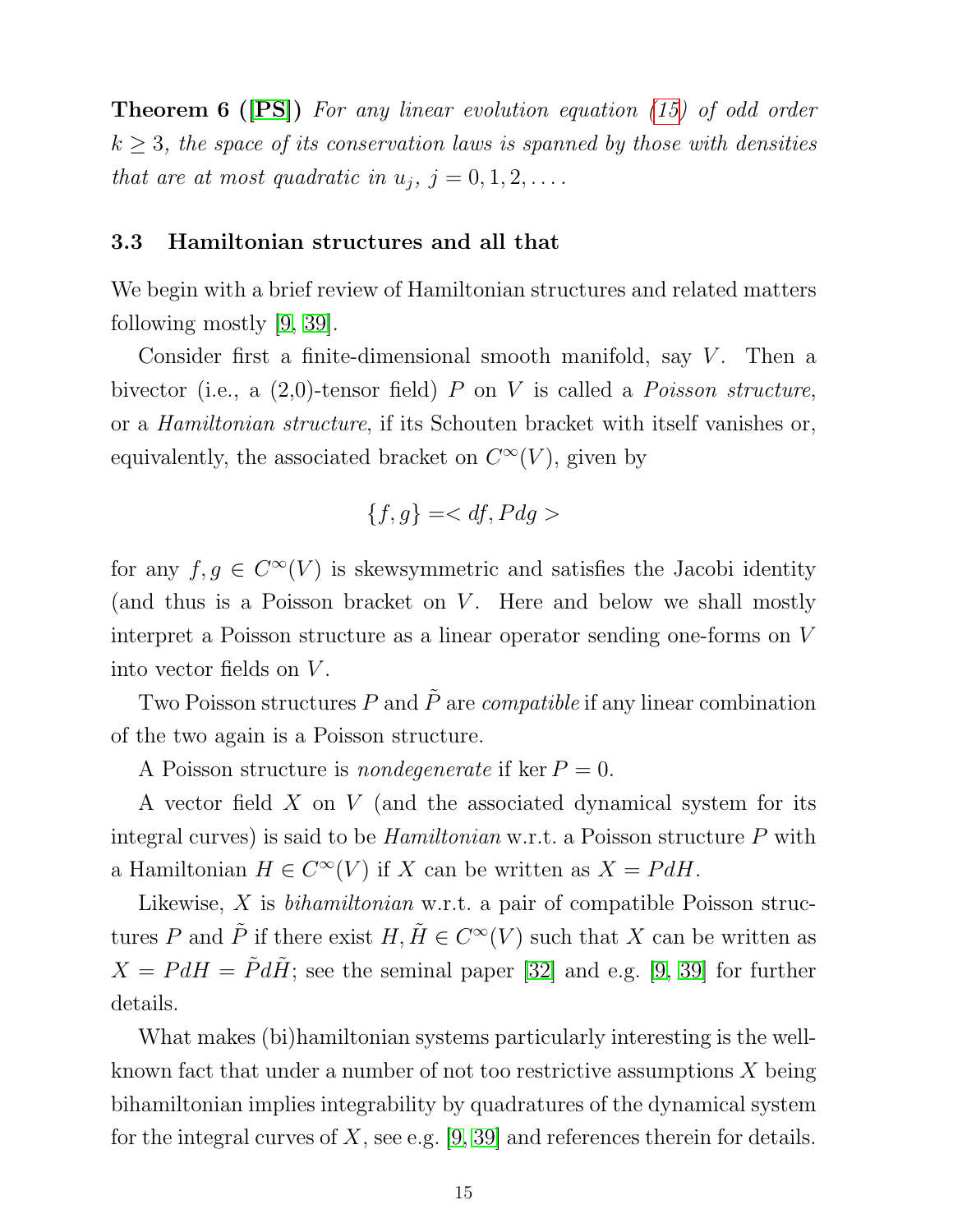**Theorem 6 ([PS])** *For any linear evolution equation (15) of odd order $k \geq 3$, the space of its conservation laws is spanned by those with densities that are at most quadratic in $u_j$, $j = 0, 1, 2, \ldots$.*

### 3.3 Hamiltonian structures and all that

We begin with a brief review of Hamiltonian structures and related matters following mostly [9, 39].

Consider first a finite-dimensional smooth manifold, say $V$. Then a bivector (i.e., a (2,0)-tensor field) $P$ on $V$ is called a *Poisson structure*, or a *Hamiltonian structure*, if its Schouten bracket with itself vanishes or, equivalently, the associated bracket on $C^\infty(V)$, given by

$$\{f, g\} = < df, Pdg >$$

for any $f, g \in C^\infty(V)$ is skewsymmetric and satisfies the Jacobi identity (and thus is a Poisson bracket on $V$. Here and below we shall mostly interpret a Poisson structure as a linear operator sending one-forms on $V$ into vector fields on $V$.

Two Poisson structures $P$ and $\tilde{P}$ are *compatible* if any linear combination of the two again is a Poisson structure.

A Poisson structure is *nondegenerate* if $\ker P = 0$.

A vector field $X$ on $V$ (and the associated dynamical system for its integral curves) is said to be *Hamiltonian* w.r.t. a Poisson structure $P$ with a Hamiltonian $H \in C^\infty(V)$ if $X$ can be written as $X = PdH$.

Likewise, $X$ is *bihamiltonian* w.r.t. a pair of compatible Poisson structures $P$ and $\tilde{P}$ if there exist $H, \tilde{H} \in C^\infty(V)$ such that $X$ can be written as $X = PdH = \tilde{P}d\tilde{H}$; see the seminal paper [32] and e.g. [9, 39] for further details.

What makes (bi)hamiltonian systems particularly interesting is the well-known fact that under a number of not too restrictive assumptions $X$ being bihamiltonian implies integrability by quadratures of the dynamical system for the integral curves of $X$, see e.g. [9, 39] and references therein for details.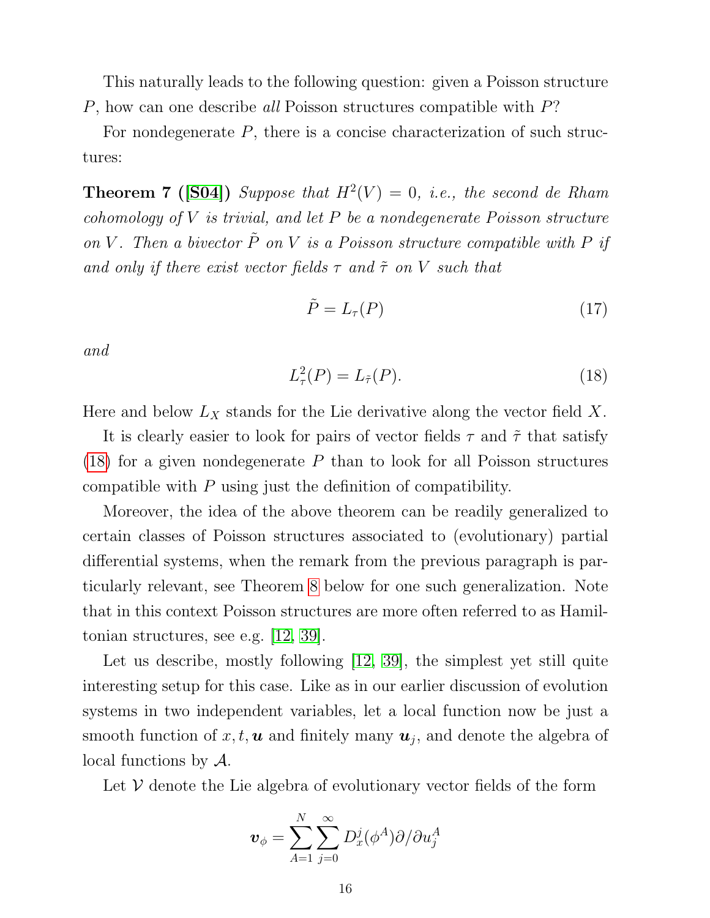This naturally leads to the following question: given a Poisson structure $P$, how can one describe *all* Poisson structures compatible with $P$?

For nondegenerate $P$, there is a concise characterization of such structures:

**Theorem 7 ([S04])** *Suppose that $H^2(V) = 0$, i.e., the second de Rham cohomology of $V$ is trivial, and let $P$ be a nondegenerate Poisson structure on $V$. Then a bivector $\tilde{P}$ on $V$ is a Poisson structure compatible with $P$ if and only if there exist vector fields $\tau$ and $\tilde{\tau}$ on $V$ such that*

$$\tilde{P} = L_\tau(P) \tag{17}$$

*and*

$$L_\tau^2(P) = L_{\tilde{\tau}}(P). \tag{18}$$

Here and below $L_X$ stands for the Lie derivative along the vector field $X$.

It is clearly easier to look for pairs of vector fields $\tau$ and $\tilde{\tau}$ that satisfy (18) for a given nondegenerate $P$ than to look for all Poisson structures compatible with $P$ using just the definition of compatibility.

Moreover, the idea of the above theorem can be readily generalized to certain classes of Poisson structures associated to (evolutionary) partial differential systems, when the remark from the previous paragraph is particularly relevant, see Theorem 8 below for one such generalization. Note that in this context Poisson structures are more often referred to as Hamiltonian structures, see e.g. [12, 39].

Let us describe, mostly following [12, 39], the simplest yet still quite interesting setup for this case. Like as in our earlier discussion of evolution systems in two independent variables, let a local function now be just a smooth function of $x, t, \boldsymbol{u}$ and finitely many $\boldsymbol{u}_j$, and denote the algebra of local functions by $\mathcal{A}$.

Let $\mathcal{V}$ denote the Lie algebra of evolutionary vector fields of the form

$$\boldsymbol{v}_\phi = \sum_{A=1}^{N} \sum_{j=0}^{\infty} D_x^j(\phi^A)\partial/\partial u_j^A$$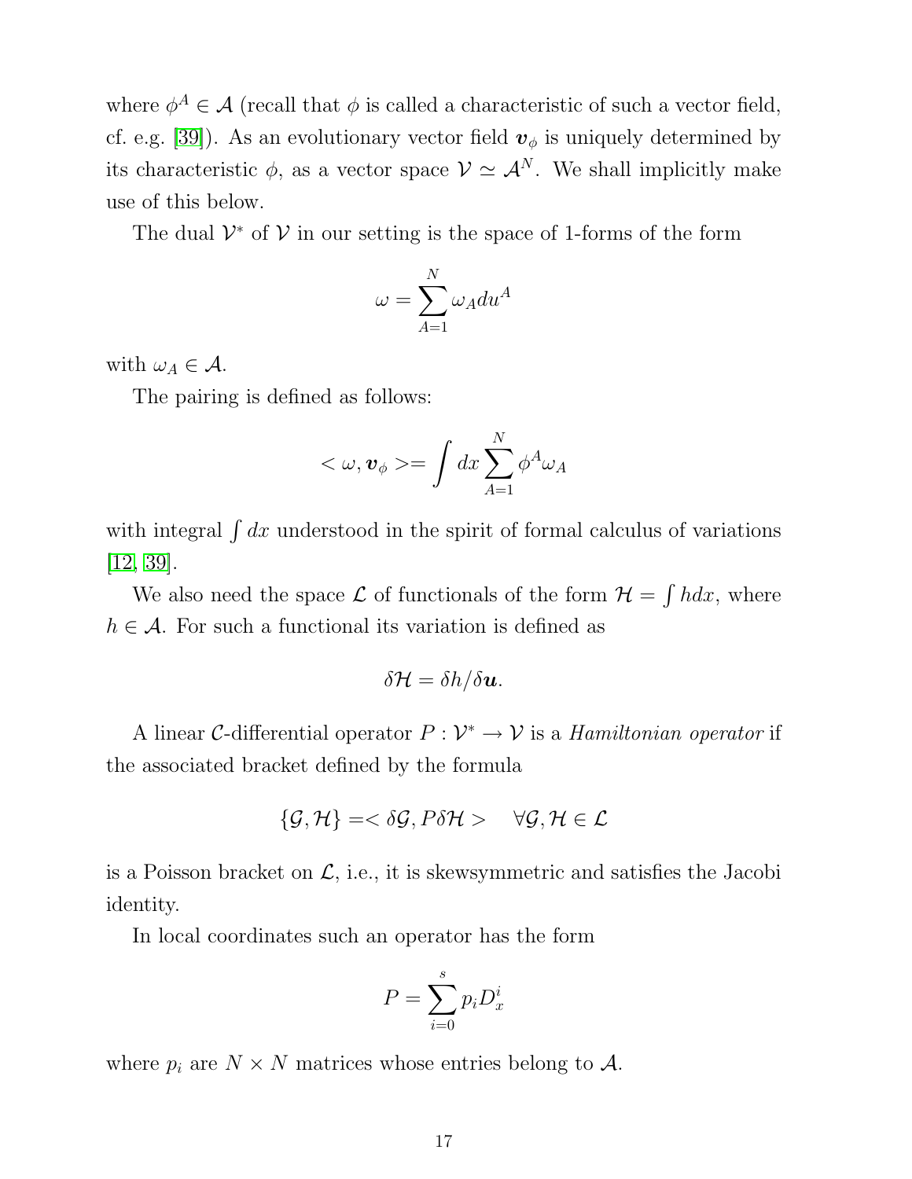where $\phi^A \in \mathcal{A}$ (recall that $\phi$ is called a characteristic of such a vector field, cf. e.g. [39]). As an evolutionary vector field $\boldsymbol{v}_\phi$ is uniquely determined by its characteristic $\phi$, as a vector space $\mathcal{V} \simeq \mathcal{A}^N$. We shall implicitly make use of this below.

The dual $\mathcal{V}^*$ of $\mathcal{V}$ in our setting is the space of 1-forms of the form

$$\omega = \sum_{A=1}^{N} \omega_A du^A$$

with $\omega_A \in \mathcal{A}$.

The pairing is defined as follows:

$$< \omega, \boldsymbol{v}_\phi >= \int dx \sum_{A=1}^{N} \phi^A \omega_A$$

with integral $\int dx$ understood in the spirit of formal calculus of variations [12, 39].

We also need the space $\mathcal{L}$ of functionals of the form $\mathcal{H} = \int h dx$, where $h \in \mathcal{A}$. For such a functional its variation is defined as

$$\delta\mathcal{H} = \delta h / \delta \boldsymbol{u}.$$

A linear $\mathcal{C}$-differential operator $P : \mathcal{V}^* \to \mathcal{V}$ is a *Hamiltonian operator* if the associated bracket defined by the formula

$$\{\mathcal{G}, \mathcal{H}\} =< \delta\mathcal{G}, P\delta\mathcal{H} > \quad \forall \mathcal{G}, \mathcal{H} \in \mathcal{L}$$

is a Poisson bracket on $\mathcal{L}$, i.e., it is skewsymmetric and satisfies the Jacobi identity.

In local coordinates such an operator has the form

$$P = \sum_{i=0}^{s} p_i D_x^i$$

where $p_i$ are $N \times N$ matrices whose entries belong to $\mathcal{A}$.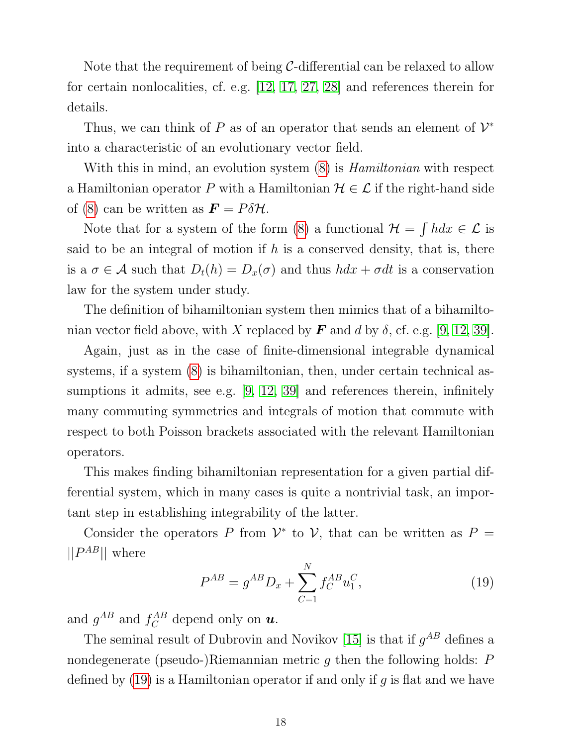Note that the requirement of being $\mathcal{C}$-differential can be relaxed to allow for certain nonlocalities, cf. e.g. [12, 17, 27, 28] and references therein for details.

Thus, we can think of $P$ as of an operator that sends an element of $\mathcal{V}^*$ into a characteristic of an evolutionary vector field.

With this in mind, an evolution system (8) is *Hamiltonian* with respect a Hamiltonian operator $P$ with a Hamiltonian $\mathcal{H} \in \mathcal{L}$ if the right-hand side of (8) can be written as $\boldsymbol{F} = P\delta\mathcal{H}$.

Note that for a system of the form (8) a functional $\mathcal{H} = \int h dx \in \mathcal{L}$ is said to be an integral of motion if $h$ is a conserved density, that is, there is a $\sigma \in \mathcal{A}$ such that $D_t(h) = D_x(\sigma)$ and thus $hdx + \sigma dt$ is a conservation law for the system under study.

The definition of bihamiltonian system then mimics that of a bihamiltonian vector field above, with $X$ replaced by $\boldsymbol{F}$ and $d$ by $\delta$, cf. e.g. [9, 12, 39].

Again, just as in the case of finite-dimensional integrable dynamical systems, if a system (8) is bihamiltonian, then, under certain technical assumptions it admits, see e.g. [9, 12, 39] and references therein, infinitely many commuting symmetries and integrals of motion that commute with respect to both Poisson brackets associated with the relevant Hamiltonian operators.

This makes finding bihamiltonian representation for a given partial differential system, which in many cases is quite a nontrivial task, an important step in establishing integrability of the latter.

Consider the operators $P$ from $\mathcal{V}^*$ to $\mathcal{V}$, that can be written as $P = ||P^{AB}||$ where

$$P^{AB} = g^{AB} D_x + \sum_{C=1}^{N} f_C^{AB} u_1^C, \tag{19}$$

and $g^{AB}$ and $f_C^{AB}$ depend only on $\boldsymbol{u}$.

The seminal result of Dubrovin and Novikov [15] is that if $g^{AB}$ defines a nondegenerate (pseudo-)Riemannian metric $g$ then the following holds: $P$ defined by (19) is a Hamiltonian operator if and only if $g$ is flat and we have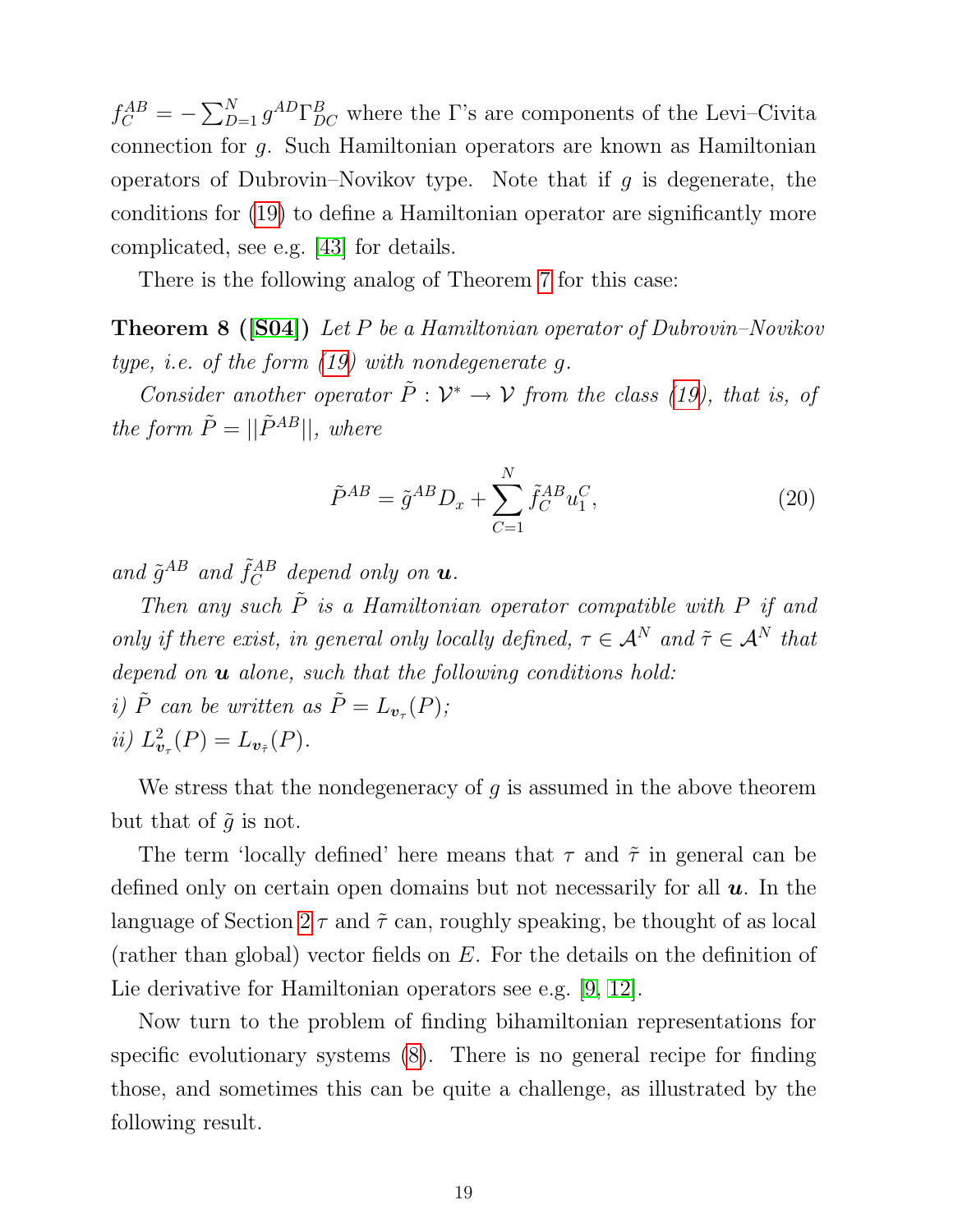$f_C^{AB} = -\sum_{D=1}^{N} g^{AD}\Gamma_{DC}^{B}$ where the Γ's are components of the Levi–Civita connection for $g$. Such Hamiltonian operators are known as Hamiltonian operators of Dubrovin–Novikov type. Note that if $g$ is degenerate, the conditions for (19) to define a Hamiltonian operator are significantly more complicated, see e.g. [43] for details.

There is the following analog of Theorem 7 for this case:

**Theorem 8 ([S04])** *Let $P$ be a Hamiltonian operator of Dubrovin–Novikov type, i.e. of the form (19) with nondegenerate $g$.*

*Consider another operator $\tilde{P} : \mathcal{V}^* \to \mathcal{V}$ from the class (19), that is, of the form $\tilde{P} = ||\tilde{P}^{AB}||$, where*

$$\tilde{P}^{AB} = \tilde{g}^{AB} D_x + \sum_{C=1}^{N} \tilde{f}_C^{AB} u_1^C, \tag{20}$$

*and $\tilde{g}^{AB}$ and $\tilde{f}_C^{AB}$ depend only on $\boldsymbol{u}$.*

*Then any such $\tilde{P}$ is a Hamiltonian operator compatible with $P$ if and only if there exist, in general only locally defined, $\tau \in \mathcal{A}^N$ and $\tilde{\tau} \in \mathcal{A}^N$ that depend on $\boldsymbol{u}$ alone, such that the following conditions hold:*
*i) $\tilde{P}$ can be written as $\tilde{P} = L_{\boldsymbol{v}_\tau}(P)$;*
*ii) $L_{\boldsymbol{v}_\tau}^2(P) = L_{\boldsymbol{v}_{\tilde{\tau}}}(P)$.*

We stress that the nondegeneracy of $g$ is assumed in the above theorem but that of $\tilde{g}$ is not.

The term 'locally defined' here means that $\tau$ and $\tilde{\tau}$ in general can be defined only on certain open domains but not necessarily for all $\boldsymbol{u}$. In the language of Section 2 $\tau$ and $\tilde{\tau}$ can, roughly speaking, be thought of as local (rather than global) vector fields on $E$. For the details on the definition of Lie derivative for Hamiltonian operators see e.g. [9, 12].

Now turn to the problem of finding bihamiltonian representations for specific evolutionary systems (8). There is no general recipe for finding those, and sometimes this can be quite a challenge, as illustrated by the following result.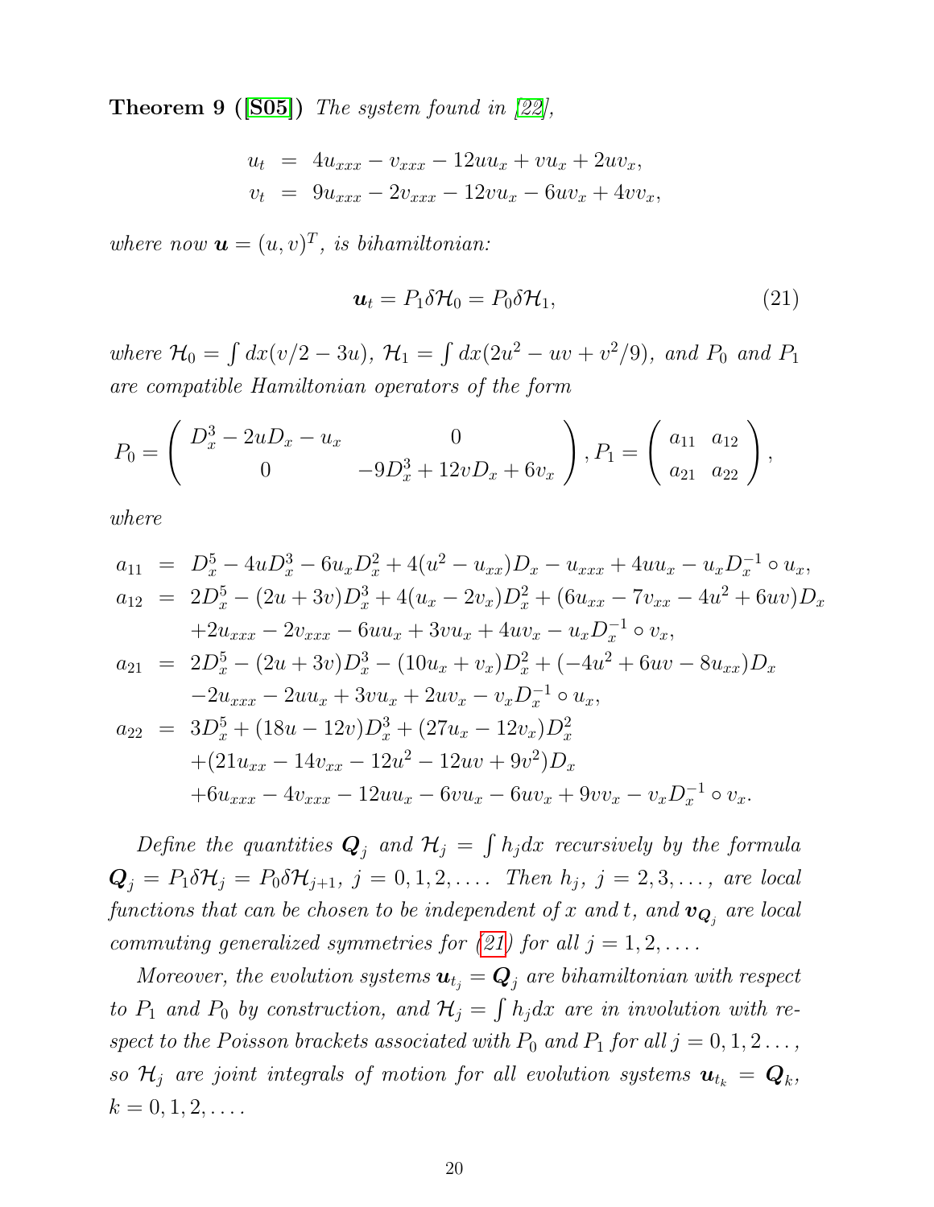**Theorem 9 ([S05])** *The system found in [22],*

$$
\begin{aligned}
u_t &= 4u_{xxx} - v_{xxx} - 12uu_x + vu_x + 2uv_x, \\
v_t &= 9u_{xxx} - 2v_{xxx} - 12vu_x - 6uv_x + 4vv_x,
\end{aligned}
$$

*where now $\boldsymbol{u} = (u, v)^T$, is bihamiltonian:*

$$
\boldsymbol{u}_t = P_1 \delta \mathcal{H}_0 = P_0 \delta \mathcal{H}_1, \tag{21}
$$

*where $\mathcal{H}_0 = \int dx(v/2 - 3u)$, $\mathcal{H}_1 = \int dx(2u^2 - uv + v^2/9)$, and $P_0$ and $P_1$ are compatible Hamiltonian operators of the form*

$$
P_0 = \begin{pmatrix} D_x^3 - 2uD_x - u_x & 0 \\ 0 & -9D_x^3 + 12vD_x + 6v_x \end{pmatrix}, P_1 = \begin{pmatrix} a_{11} & a_{12} \\ a_{21} & a_{22} \end{pmatrix},
$$

*where*

$$
\begin{aligned}
a_{11} &= D_x^5 - 4uD_x^3 - 6u_xD_x^2 + 4(u^2 - u_{xx})D_x - u_{xxx} + 4uu_x - u_xD_x^{-1} \circ u_x, \\
a_{12} &= 2D_x^5 - (2u + 3v)D_x^3 + 4(u_x - 2v_x)D_x^2 + (6u_{xx} - 7v_{xx} - 4u^2 + 6uv)D_x \\
&\quad + 2u_{xxx} - 2v_{xxx} - 6uu_x + 3vu_x + 4uv_x - u_xD_x^{-1} \circ v_x, \\
a_{21} &= 2D_x^5 - (2u + 3v)D_x^3 - (10u_x + v_x)D_x^2 + (-4u^2 + 6uv - 8u_{xx})D_x \\
&\quad - 2u_{xxx} - 2uu_x + 3vu_x + 2uv_x - v_xD_x^{-1} \circ u_x, \\
a_{22} &= 3D_x^5 + (18u - 12v)D_x^3 + (27u_x - 12v_x)D_x^2 \\
&\quad + (21u_{xx} - 14v_{xx} - 12u^2 - 12uv + 9v^2)D_x \\
&\quad + 6u_{xxx} - 4v_{xxx} - 12uu_x - 6vu_x - 6uv_x + 9vv_x - v_xD_x^{-1} \circ v_x.
\end{aligned}
$$

*Define the quantities $\boldsymbol{Q}_j$ and $\mathcal{H}_j = \int h_j dx$ recursively by the formula $\boldsymbol{Q}_j = P_1 \delta \mathcal{H}_j = P_0 \delta \mathcal{H}_{j+1}$, $j = 0, 1, 2, \ldots$. Then $h_j$, $j = 2, 3, \ldots$, are local functions that can be chosen to be independent of $x$ and $t$, and $\boldsymbol{v}_{\boldsymbol{Q}_j}$ are local commuting generalized symmetries for (21) for all $j = 1, 2, \ldots$.*

*Moreover, the evolution systems $\boldsymbol{u}_{t_j} = \boldsymbol{Q}_j$ are bihamiltonian with respect to $P_1$ and $P_0$ by construction, and $\mathcal{H}_j = \int h_j dx$ are in involution with respect to the Poisson brackets associated with $P_0$ and $P_1$ for all $j = 0, 1, 2 \ldots$, so $\mathcal{H}_j$ are joint integrals of motion for all evolution systems $\boldsymbol{u}_{t_k} = \boldsymbol{Q}_k$, $k = 0, 1, 2, \ldots$.*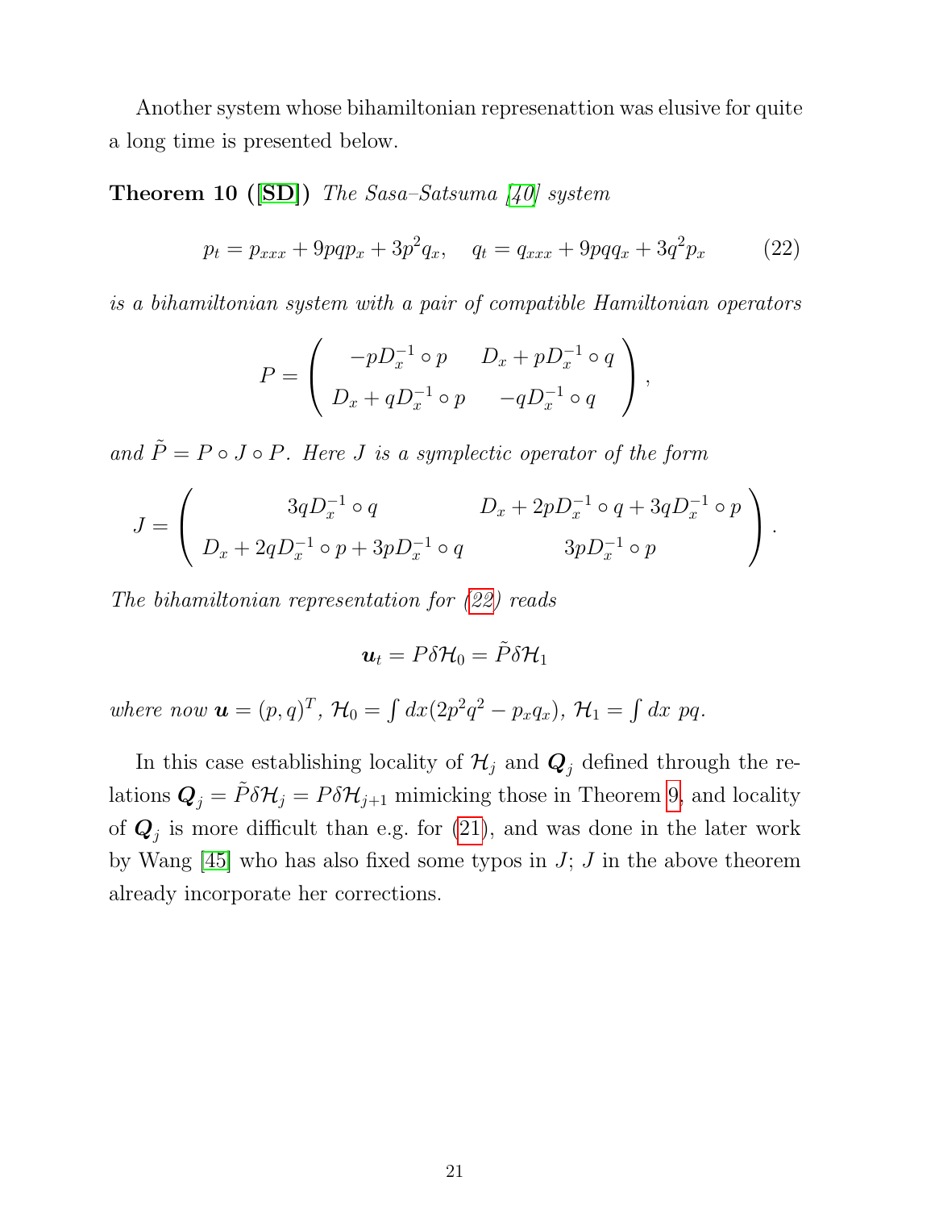Another system whose bihamiltonian represenattion was elusive for quite a long time is presented below.

**Theorem 10 ([SD])** *The Sasa–Satsuma [40] system*

$$p_t = p_{xxx} + 9pqp_x + 3p^2q_x, \quad q_t = q_{xxx} + 9pqq_x + 3q^2p_x \tag{22}$$

*is a bihamiltonian system with a pair of compatible Hamiltonian operators*

$$P = \begin{pmatrix} -pD_x^{-1} \circ p & D_x + pD_x^{-1} \circ q \\ D_x + qD_x^{-1} \circ p & -qD_x^{-1} \circ q \end{pmatrix},$$

*and* $\tilde{P} = P \circ J \circ P$*. Here $J$ is a symplectic operator of the form*

$$J = \begin{pmatrix} 3qD_x^{-1} \circ q & D_x + 2pD_x^{-1} \circ q + 3qD_x^{-1} \circ p \\ D_x + 2qD_x^{-1} \circ p + 3pD_x^{-1} \circ q & 3pD_x^{-1} \circ p \end{pmatrix}.$$

*The bihamiltonian representation for (22) reads*

$$\boldsymbol{u}_t = P\delta\mathcal{H}_0 = \tilde{P}\delta\mathcal{H}_1$$

*where now* $\boldsymbol{u} = (p, q)^T$, $\mathcal{H}_0 = \int dx(2p^2q^2 - p_xq_x)$, $\mathcal{H}_1 = \int dx\ pq$.

In this case establishing locality of $\mathcal{H}_j$ and $\boldsymbol{Q}_j$ defined through the relations $\boldsymbol{Q}_j = \tilde{P}\delta\mathcal{H}_j = P\delta\mathcal{H}_{j+1}$ mimicking those in Theorem 9, and locality of $\boldsymbol{Q}_j$ is more difficult than e.g. for (21), and was done in the later work by Wang [45] who has also fixed some typos in $J$; $J$ in the above theorem already incorporate her corrections.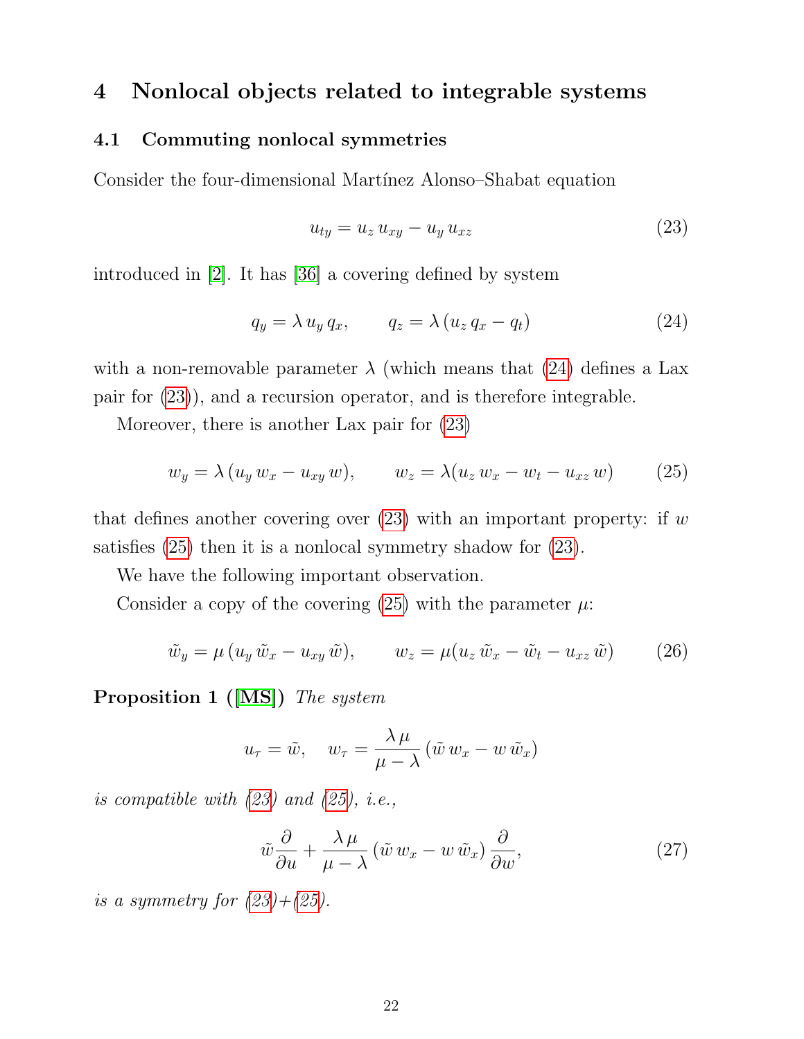## 4 Nonlocal objects related to integrable systems

### 4.1 Commuting nonlocal symmetries

Consider the four-dimensional Martínez Alonso–Shabat equation

$$u_{ty} = u_z\, u_{xy} - u_y\, u_{xz} \tag{23}$$

introduced in [2]. It has [36] a covering defined by system

$$q_y = \lambda\, u_y\, q_x, \qquad q_z = \lambda\, (u_z\, q_x - q_t) \tag{24}$$

with a non-removable parameter $\lambda$ (which means that (24) defines a Lax pair for (23)), and a recursion operator, and is therefore integrable.

Moreover, there is another Lax pair for (23)

$$w_y = \lambda\, (u_y\, w_x - u_{xy}\, w), \qquad w_z = \lambda(u_z\, w_x - w_t - u_{xz}\, w) \tag{25}$$

that defines another covering over (23) with an important property: if $w$ satisfies (25) then it is a nonlocal symmetry shadow for (23).

We have the following important observation.

Consider a copy of the covering (25) with the parameter $\mu$:

$$\tilde{w}_y = \mu\, (u_y\, \tilde{w}_x - u_{xy}\, \tilde{w}), \qquad w_z = \mu(u_z\, \tilde{w}_x - \tilde{w}_t - u_{xz}\, \tilde{w}) \tag{26}$$

**Proposition 1 ([MS])** *The system*

$$u_\tau = \tilde{w}, \quad w_\tau = \frac{\lambda\, \mu}{\mu - \lambda}\, (\tilde{w}\, w_x - w\, \tilde{w}_x)$$

*is compatible with (23) and (25), i.e.,*

$$\tilde{w} \frac{\partial}{\partial u} + \frac{\lambda\, \mu}{\mu - \lambda}\, (\tilde{w}\, w_x - w\, \tilde{w}_x)\, \frac{\partial}{\partial w}, \tag{27}$$

*is a symmetry for (23)+(25).*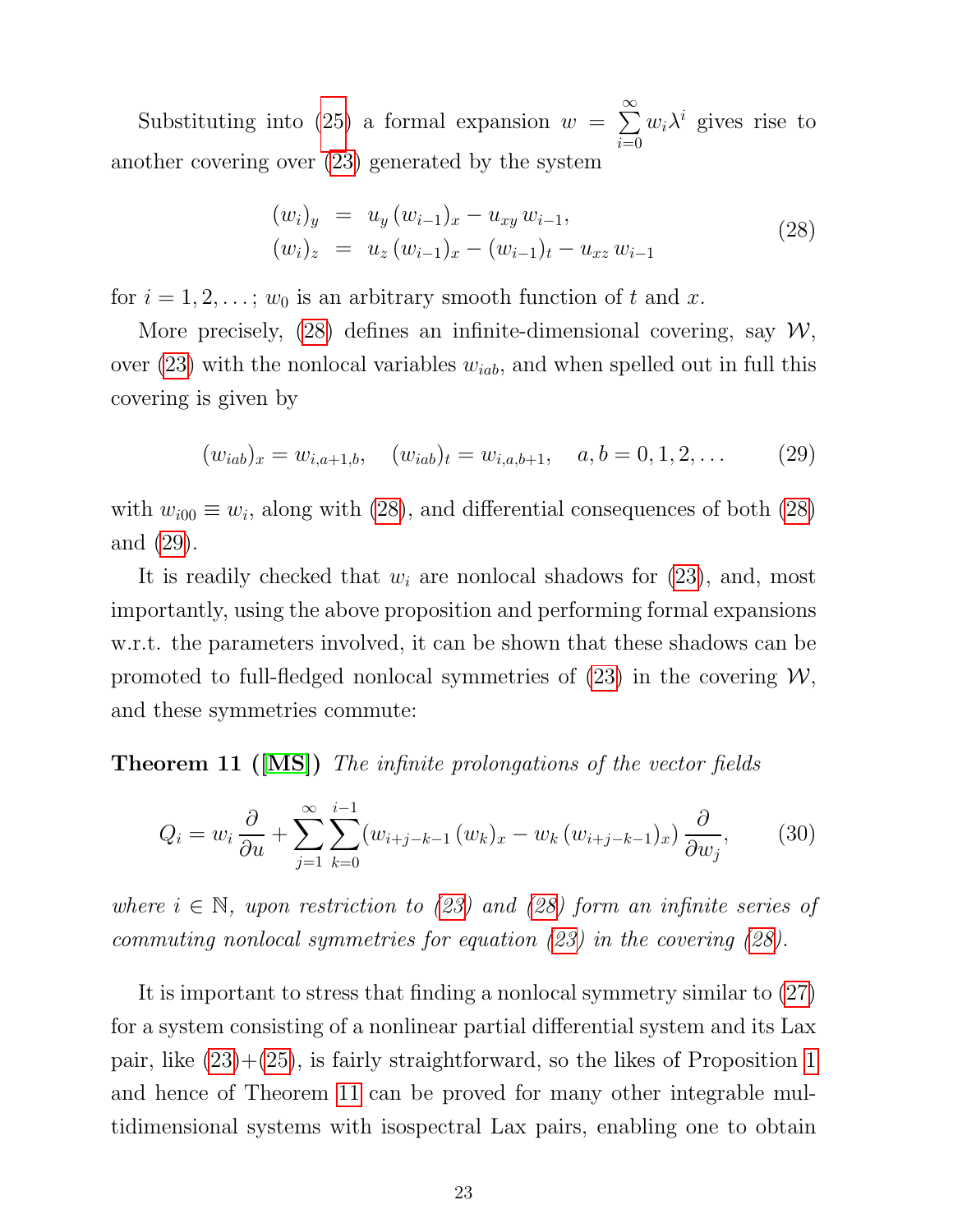Substituting into (25) a formal expansion $w = \sum_{i=0}^{\infty} w_i \lambda^i$ gives rise to another covering over (23) generated by the system

$$
\begin{aligned}
(w_i)_y &= u_y\,(w_{i-1})_x - u_{xy}\,w_{i-1}, \\
(w_i)_z &= u_z\,(w_{i-1})_x - (w_{i-1})_t - u_{xz}\,w_{i-1}
\end{aligned}
\tag{28}
$$

for $i = 1, 2, \ldots$; $w_0$ is an arbitrary smooth function of $t$ and $x$.

More precisely, (28) defines an infinite-dimensional covering, say $\mathcal{W}$, over (23) with the nonlocal variables $w_{iab}$, and when spelled out in full this covering is given by

$$
(w_{iab})_x = w_{i,a+1,b}, \quad (w_{iab})_t = w_{i,a,b+1}, \quad a, b = 0, 1, 2, \ldots \tag{29}
$$

with $w_{i00} \equiv w_i$, along with (28), and differential consequences of both (28) and (29).

It is readily checked that $w_i$ are nonlocal shadows for (23), and, most importantly, using the above proposition and performing formal expansions w.r.t. the parameters involved, it can be shown that these shadows can be promoted to full-fledged nonlocal symmetries of (23) in the covering $\mathcal{W}$, and these symmetries commute:

**Theorem 11 ([MS])** *The infinite prolongations of the vector fields*

$$
Q_i = w_i \frac{\partial}{\partial u} + \sum_{j=1}^{\infty} \sum_{k=0}^{i-1} (w_{i+j-k-1}\,(w_k)_x - w_k\,(w_{i+j-k-1})_x)\frac{\partial}{\partial w_j}, \tag{30}
$$

*where $i \in \mathbb{N}$, upon restriction to (23) and (28) form an infinite series of commuting nonlocal symmetries for equation (23) in the covering (28).*

It is important to stress that finding a nonlocal symmetry similar to (27) for a system consisting of a nonlinear partial differential system and its Lax pair, like (23)+(25), is fairly straightforward, so the likes of Proposition 1 and hence of Theorem 11 can be proved for many other integrable multidimensional systems with isospectral Lax pairs, enabling one to obtain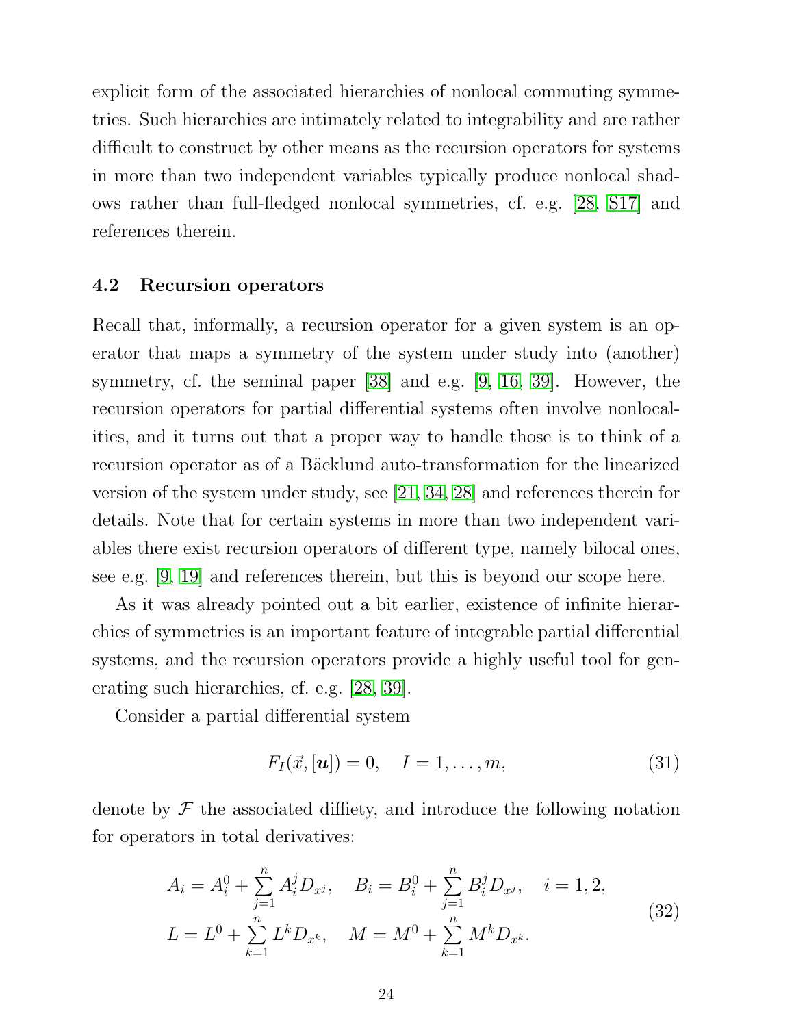explicit form of the associated hierarchies of nonlocal commuting symmetries. Such hierarchies are intimately related to integrability and are rather difficult to construct by other means as the recursion operators for systems in more than two independent variables typically produce nonlocal shadows rather than full-fledged nonlocal symmetries, cf. e.g. [28, S17] and references therein.

### 4.2 Recursion operators

Recall that, informally, a recursion operator for a given system is an operator that maps a symmetry of the system under study into (another) symmetry, cf. the seminal paper [38] and e.g. [9, 16, 39]. However, the recursion operators for partial differential systems often involve nonlocalities, and it turns out that a proper way to handle those is to think of a recursion operator as of a Bäcklund auto-transformation for the linearized version of the system under study, see [21, 34, 28] and references therein for details. Note that for certain systems in more than two independent variables there exist recursion operators of different type, namely bilocal ones, see e.g. [9, 19] and references therein, but this is beyond our scope here.

As it was already pointed out a bit earlier, existence of infinite hierarchies of symmetries is an important feature of integrable partial differential systems, and the recursion operators provide a highly useful tool for generating such hierarchies, cf. e.g. [28, 39].

Consider a partial differential system

$$F_I(\vec{x}, [\boldsymbol{u}]) = 0, \quad I = 1, \dots, m, \tag{31}$$

denote by $\mathcal{F}$ the associated diffiety, and introduce the following notation for operators in total derivatives:

$$\begin{aligned} A_i &= A_i^0 + \sum_{j=1}^{n} A_i^j D_{x^j}, \quad B_i = B_i^0 + \sum_{j=1}^{n} B_i^j D_{x^j}, \quad i = 1, 2, \\ L &= L^0 + \sum_{k=1}^{n} L^k D_{x^k}, \quad M = M^0 + \sum_{k=1}^{n} M^k D_{x^k}. \end{aligned} \tag{32}$$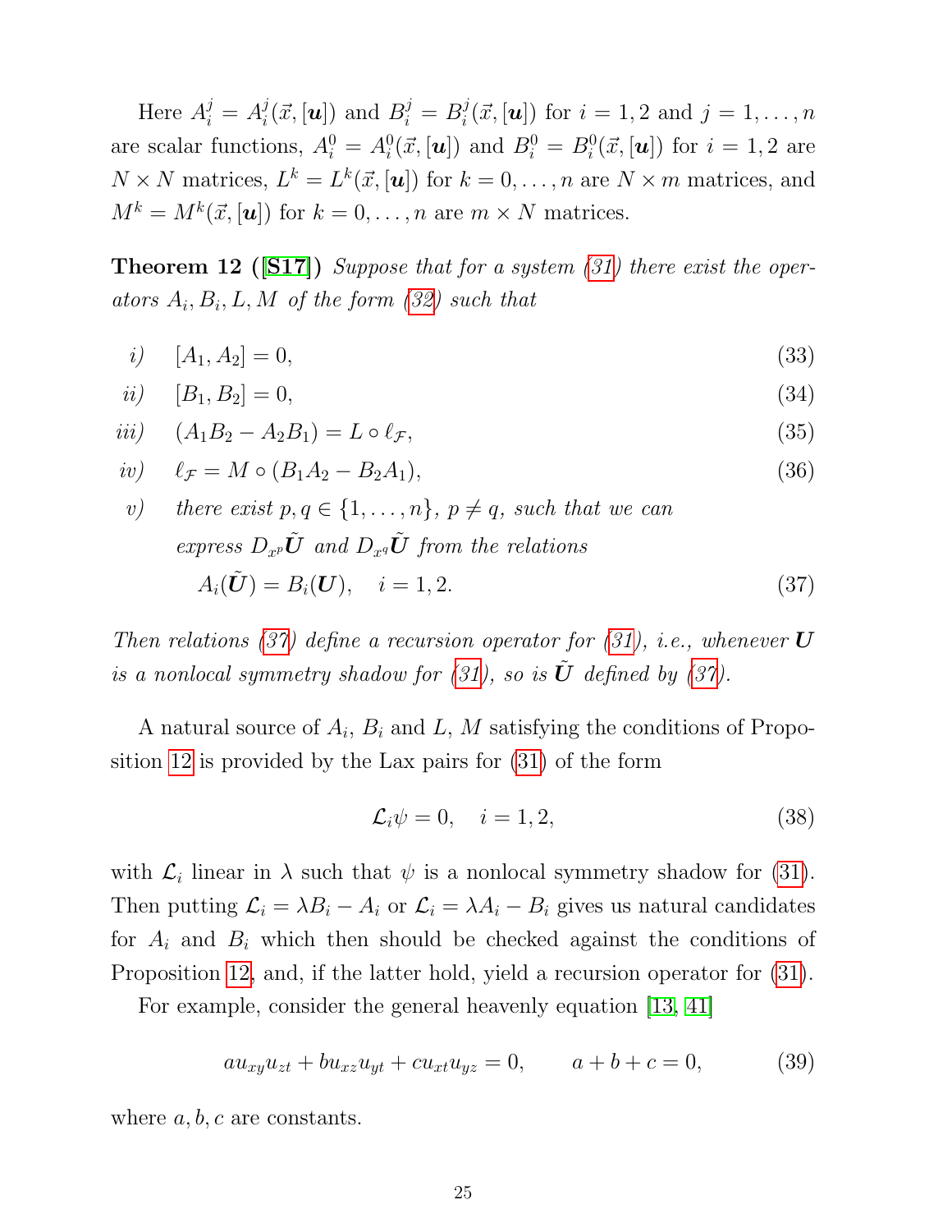Here $A_i^j = A_i^j(\vec{x}, [\boldsymbol{u}])$ and $B_i^j = B_i^j(\vec{x}, [\boldsymbol{u}])$ for $i = 1, 2$ and $j = 1, \dots, n$ are scalar functions, $A_i^0 = A_i^0(\vec{x}, [\boldsymbol{u}])$ and $B_i^0 = B_i^0(\vec{x}, [\boldsymbol{u}])$ for $i = 1, 2$ are $N \times N$ matrices, $L^k = L^k(\vec{x}, [\boldsymbol{u}])$ for $k = 0, \dots, n$ are $N \times m$ matrices, and $M^k = M^k(\vec{x}, [\boldsymbol{u}])$ for $k = 0, \dots, n$ are $m \times N$ matrices.

**Theorem 12 ([S17])** *Suppose that for a system (31) there exist the operators $A_i, B_i, L, M$ of the form (32) such that*

*i)* $$[A_1, A_2] = 0, \tag{33}$$

*ii)* $$[B_1, B_2] = 0, \tag{34}$$

*iii)* $$(A_1 B_2 - A_2 B_1) = L \circ \ell_{\mathcal{F}}, \tag{35}$$

*iv)* $$\ell_{\mathcal{F}} = M \circ (B_1 A_2 - B_2 A_1), \tag{36}$$

*v) there exist $p, q \in \{1, \dots, n\}$, $p \neq q$, such that we can express $D_{x^p}\tilde{\boldsymbol{U}}$ and $D_{x^q}\tilde{\boldsymbol{U}}$ from the relations*

$$A_i(\tilde{\boldsymbol{U}}) = B_i(\boldsymbol{U}), \quad i = 1, 2. \tag{37}$$

*Then relations (37) define a recursion operator for (31), i.e., whenever $\boldsymbol{U}$ is a nonlocal symmetry shadow for (31), so is $\tilde{\boldsymbol{U}}$ defined by (37).*

A natural source of $A_i$, $B_i$ and $L$, $M$ satisfying the conditions of Proposition 12 is provided by the Lax pairs for (31) of the form

$$\mathcal{L}_i \psi = 0, \quad i = 1, 2, \tag{38}$$

with $\mathcal{L}_i$ linear in $\lambda$ such that $\psi$ is a nonlocal symmetry shadow for (31). Then putting $\mathcal{L}_i = \lambda B_i - A_i$ or $\mathcal{L}_i = \lambda A_i - B_i$ gives us natural candidates for $A_i$ and $B_i$ which then should be checked against the conditions of Proposition 12, and, if the latter hold, yield a recursion operator for (31).

For example, consider the general heavenly equation [13, 41]

$$a u_{xy} u_{zt} + b u_{xz} u_{yt} + c u_{xt} u_{yz} = 0, \qquad a + b + c = 0, \tag{39}$$

where $a, b, c$ are constants.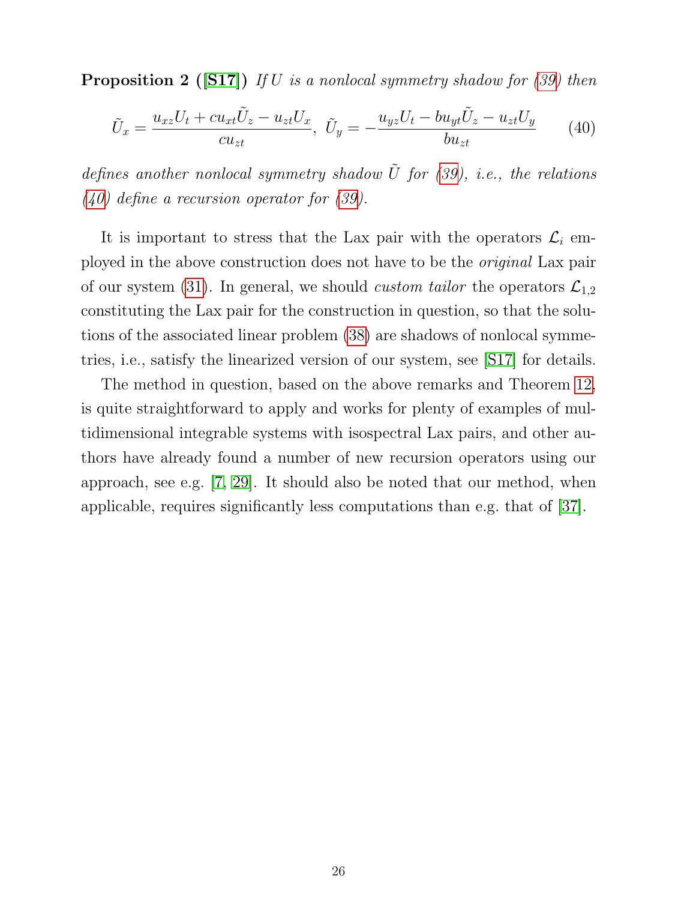**Proposition 2 ([S17])** *If $U$ is a nonlocal symmetry shadow for (39) then*

$$\tilde{U}_x = \frac{u_{xz}U_t + cu_{xt}\tilde{U}_z - u_{zt}U_x}{cu_{zt}}, \ \tilde{U}_y = -\frac{u_{yz}U_t - bu_{yt}\tilde{U}_z - u_{zt}U_y}{bu_{zt}} \tag{40}$$

*defines another nonlocal symmetry shadow $\tilde{U}$ for (39), i.e., the relations (40) define a recursion operator for (39).*

It is important to stress that the Lax pair with the operators $\mathcal{L}_i$ employed in the above construction does not have to be the *original* Lax pair of our system (31). In general, we should *custom tailor* the operators $\mathcal{L}_{1,2}$ constituting the Lax pair for the construction in question, so that the solutions of the associated linear problem (38) are shadows of nonlocal symmetries, i.e., satisfy the linearized version of our system, see [S17] for details.

The method in question, based on the above remarks and Theorem 12, is quite straightforward to apply and works for plenty of examples of multidimensional integrable systems with isospectral Lax pairs, and other authors have already found a number of new recursion operators using our approach, see e.g. [7, 29]. It should also be noted that our method, when applicable, requires significantly less computations than e.g. that of [37].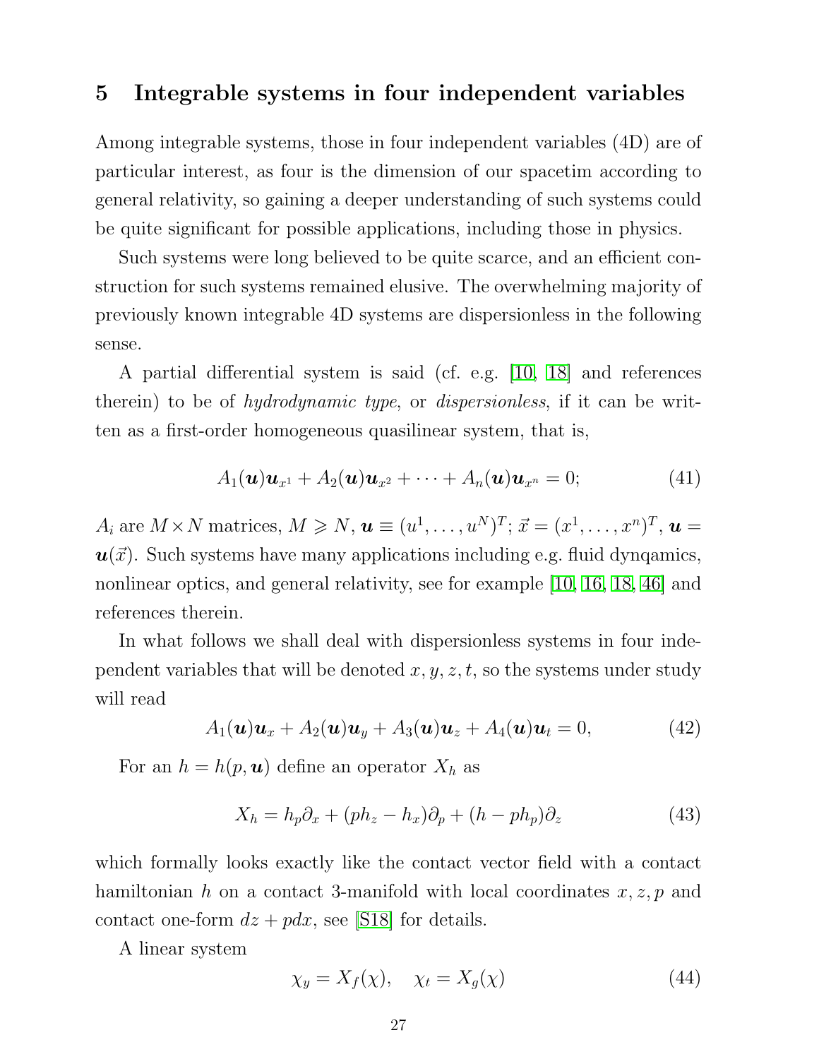## 5 Integrable systems in four independent variables

Among integrable systems, those in four independent variables (4D) are of particular interest, as four is the dimension of our spacetim according to general relativity, so gaining a deeper understanding of such systems could be quite significant for possible applications, including those in physics.

Such systems were long believed to be quite scarce, and an efficient construction for such systems remained elusive. The overwhelming majority of previously known integrable 4D systems are dispersionless in the following sense.

A partial differential system is said (cf. e.g. [10, 18] and references therein) to be of *hydrodynamic type*, or *dispersionless*, if it can be written as a first-order homogeneous quasilinear system, that is,

$$A_1(\boldsymbol{u})\boldsymbol{u}_{x^1} + A_2(\boldsymbol{u})\boldsymbol{u}_{x^2} + \cdots + A_n(\boldsymbol{u})\boldsymbol{u}_{x^n} = 0; \tag{41}$$

$A_i$ are $M \times N$ matrices, $M \geqslant N$, $\boldsymbol{u} \equiv (u^1, \ldots, u^N)^T$; $\vec{x} = (x^1, \ldots, x^n)^T$, $\boldsymbol{u} = \boldsymbol{u}(\vec{x})$. Such systems have many applications including e.g. fluid dynqamics, nonlinear optics, and general relativity, see for example [10, 16, 18, 46] and references therein.

In what follows we shall deal with dispersionless systems in four independent variables that will be denoted $x, y, z, t$, so the systems under study will read

$$A_1(\boldsymbol{u})\boldsymbol{u}_x + A_2(\boldsymbol{u})\boldsymbol{u}_y + A_3(\boldsymbol{u})\boldsymbol{u}_z + A_4(\boldsymbol{u})\boldsymbol{u}_t = 0, \tag{42}$$

For an $h = h(p, \boldsymbol{u})$ define an operator $X_h$ as

$$X_h = h_p\partial_x + (ph_z - h_x)\partial_p + (h - ph_p)\partial_z \tag{43}$$

which formally looks exactly like the contact vector field with a contact hamiltonian $h$ on a contact 3-manifold with local coordinates $x, z, p$ and contact one-form $dz + pdx$, see [S18] for details.

A linear system

$$\chi_y = X_f(\chi), \quad \chi_t = X_g(\chi) \tag{44}$$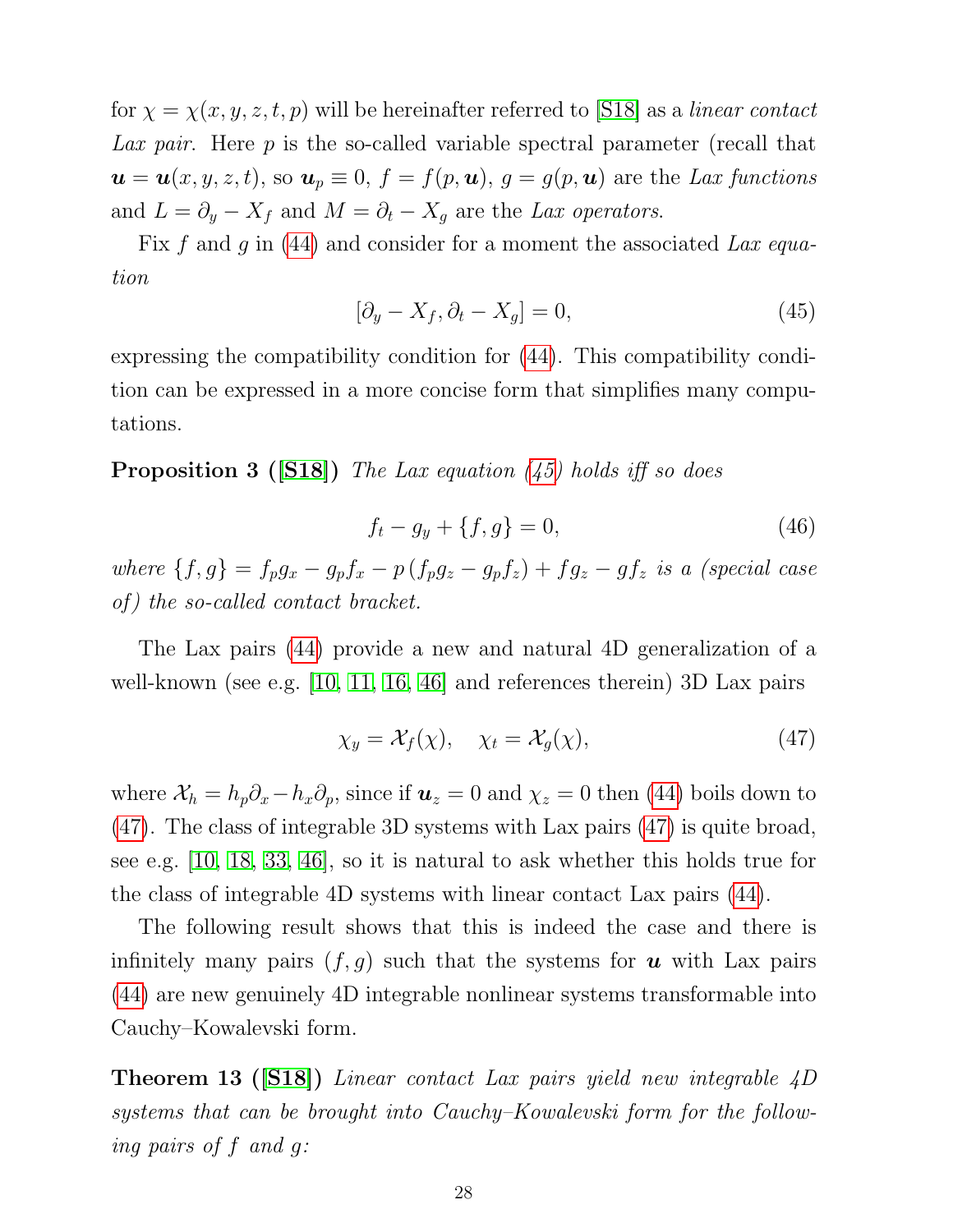for $\chi = \chi(x, y, z, t, p)$ will be hereinafter referred to [S18] as a *linear contact Lax pair*. Here $p$ is the so-called variable spectral parameter (recall that $\boldsymbol{u} = \boldsymbol{u}(x, y, z, t)$, so $\boldsymbol{u}_p \equiv 0$, $f = f(p, \boldsymbol{u})$, $g = g(p, \boldsymbol{u})$ are the *Lax functions* and $L = \partial_y - X_f$ and $M = \partial_t - X_g$ are the *Lax operators*.

Fix $f$ and $g$ in (44) and consider for a moment the associated *Lax equation*

$$[\partial_y - X_f, \partial_t - X_g] = 0, \tag{45}$$

expressing the compatibility condition for (44). This compatibility condition can be expressed in a more concise form that simplifies many computations.

**Proposition 3 ([S18])** *The Lax equation (45) holds iff so does*

$$f_t - g_y + \{f, g\} = 0, \tag{46}$$

*where* $\{f, g\} = f_p g_x - g_p f_x - p\,(f_p g_z - g_p f_z) + f g_z - g f_z$ *is a (special case of) the so-called contact bracket.*

The Lax pairs (44) provide a new and natural 4D generalization of a well-known (see e.g. [10, 11, 16, 46] and references therein) 3D Lax pairs

$$\chi_y = \mathcal{X}_f(\chi), \quad \chi_t = \mathcal{X}_g(\chi), \tag{47}$$

where $\mathcal{X}_h = h_p \partial_x - h_x \partial_p$, since if $\boldsymbol{u}_z = 0$ and $\chi_z = 0$ then (44) boils down to (47). The class of integrable 3D systems with Lax pairs (47) is quite broad, see e.g. [10, 18, 33, 46], so it is natural to ask whether this holds true for the class of integrable 4D systems with linear contact Lax pairs (44).

The following result shows that this is indeed the case and there is infinitely many pairs $(f, g)$ such that the systems for $\boldsymbol{u}$ with Lax pairs (44) are new genuinely 4D integrable nonlinear systems transformable into Cauchy–Kowalevski form.

**Theorem 13 ([S18])** *Linear contact Lax pairs yield new integrable 4D systems that can be brought into Cauchy–Kowalevski form for the following pairs of $f$ and $g$:*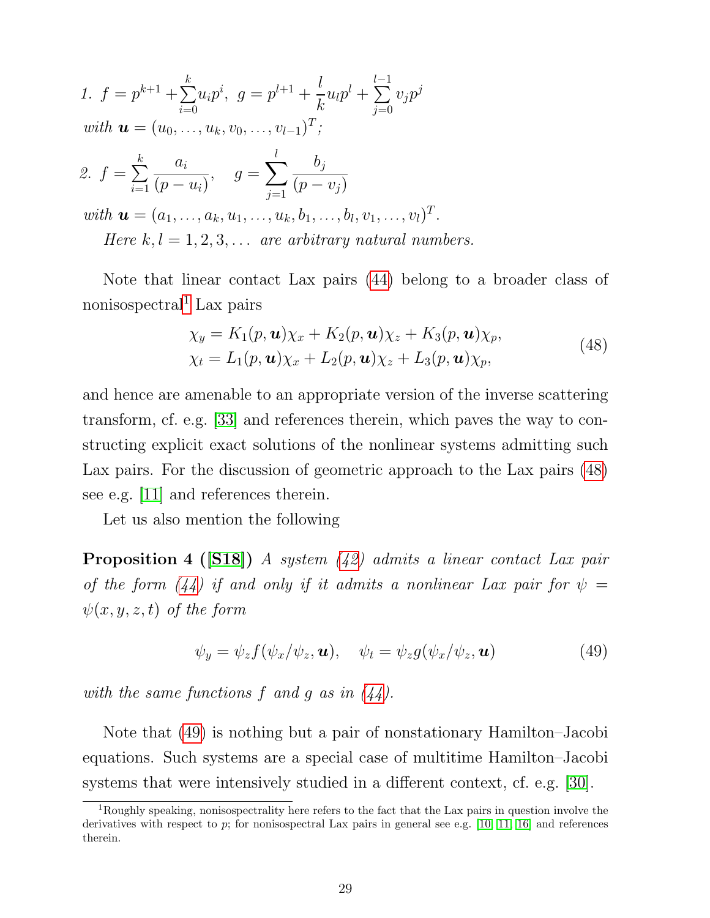*1.* $f = p^{k+1} + \sum_{i=0}^{k} u_i p^i$, $g = p^{l+1} + \frac{l}{k} u_l p^l + \sum_{j=0}^{l-1} v_j p^j$
*with* $\boldsymbol{u} = (u_0, \ldots, u_k, v_0, \ldots, v_{l-1})^T$*;*

*2.* $f = \sum_{i=1}^{k} \frac{a_i}{(p - u_i)}, \quad g = \sum_{j=1}^{l} \frac{b_j}{(p - v_j)}$
*with* $\boldsymbol{u} = (a_1, \ldots, a_k, u_1, \ldots, u_k, b_1, \ldots, b_l, v_1, \ldots, v_l)^T$*.*
*Here* $k, l = 1, 2, 3, \ldots$ *are arbitrary natural numbers.*

Note that linear contact Lax pairs (44) belong to a broader class of nonisospectral[1] Lax pairs

$$\begin{aligned} \chi_y &= K_1(p, \boldsymbol{u})\chi_x + K_2(p, \boldsymbol{u})\chi_z + K_3(p, \boldsymbol{u})\chi_p, \\ \chi_t &= L_1(p, \boldsymbol{u})\chi_x + L_2(p, \boldsymbol{u})\chi_z + L_3(p, \boldsymbol{u})\chi_p, \end{aligned} \tag{48}$$

and hence are amenable to an appropriate version of the inverse scattering transform, cf. e.g. [33] and references therein, which paves the way to constructing explicit exact solutions of the nonlinear systems admitting such Lax pairs. For the discussion of geometric approach to the Lax pairs (48) see e.g. [11] and references therein.

Let us also mention the following

**Proposition 4 ([S18])** *A system (42) admits a linear contact Lax pair of the form (44) if and only if it admits a nonlinear Lax pair for* $\psi = \psi(x, y, z, t)$ *of the form*

$$\psi_y = \psi_z f(\psi_x/\psi_z, \boldsymbol{u}), \quad \psi_t = \psi_z g(\psi_x/\psi_z, \boldsymbol{u}) \tag{49}$$

*with the same functions* $f$ *and* $g$ *as in (44).*

Note that (49) is nothing but a pair of nonstationary Hamilton–Jacobi equations. Such systems are a special case of multitime Hamilton–Jacobi systems that were intensively studied in a different context, cf. e.g. [30].

[1] Roughly speaking, nonisospectrality here refers to the fact that the Lax pairs in question involve the derivatives with respect to $p$; for nonisospectral Lax pairs in general see e.g. [10, 11, 16] and references therein.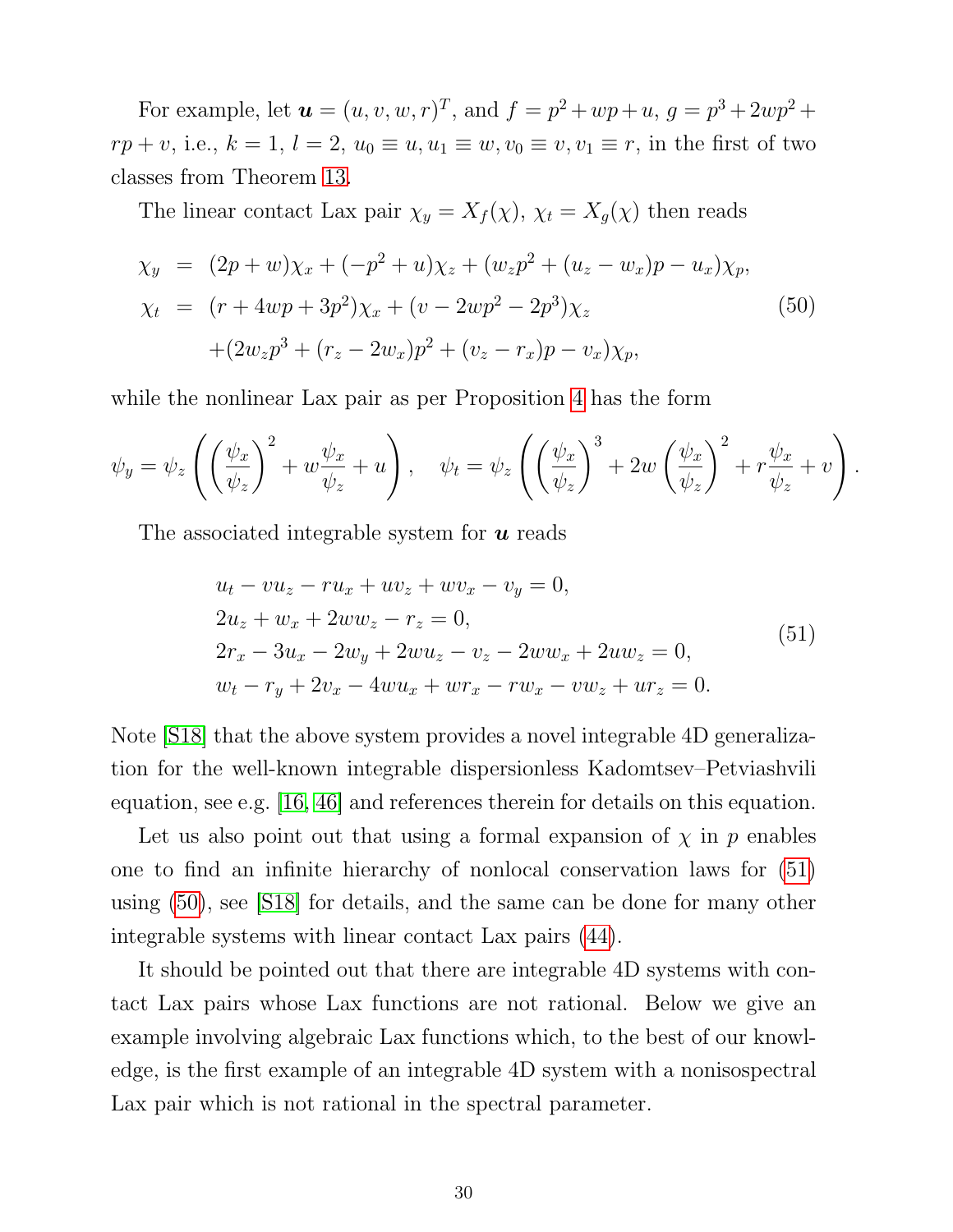For example, let $\boldsymbol{u} = (u, v, w, r)^T$, and $f = p^2 + wp + u$, $g = p^3 + 2wp^2 + rp + v$, i.e., $k = 1$, $l = 2$, $u_0 \equiv u, u_1 \equiv w, v_0 \equiv v, v_1 \equiv r$, in the first of two classes from Theorem 13.

The linear contact Lax pair $\chi_y = X_f(\chi)$, $\chi_t = X_g(\chi)$ then reads

$$
\begin{aligned}
\chi_y &= (2p+w)\chi_x + (-p^2+u)\chi_z + (w_z p^2 + (u_z - w_x)p - u_x)\chi_p, \\
\chi_t &= (r + 4wp + 3p^2)\chi_x + (v - 2wp^2 - 2p^3)\chi_z \\
&\quad + (2w_z p^3 + (r_z - 2w_x)p^2 + (v_z - r_x)p - v_x)\chi_p,
\end{aligned} \tag{50}
$$

while the nonlinear Lax pair as per Proposition 4 has the form

$$
\psi_y = \psi_z\left(\left(\frac{\psi_x}{\psi_z}\right)^2 + w\frac{\psi_x}{\psi_z} + u\right), \quad \psi_t = \psi_z\left(\left(\frac{\psi_x}{\psi_z}\right)^3 + 2w\left(\frac{\psi_x}{\psi_z}\right)^2 + r\frac{\psi_x}{\psi_z} + v\right).
$$

The associated integrable system for $\boldsymbol{u}$ reads

$$
\begin{aligned}
&u_t - vu_z - ru_x + uv_z + wv_x - v_y = 0, \\
&2u_z + w_x + 2ww_z - r_z = 0, \\
&2r_x - 3u_x - 2w_y + 2wu_z - v_z - 2ww_x + 2uw_z = 0, \\
&w_t - r_y + 2v_x - 4wu_x + wr_x - rw_x - vw_z + ur_z = 0.
\end{aligned} \tag{51}
$$

Note [S18] that the above system provides a novel integrable 4D generalization for the well-known integrable dispersionless Kadomtsev–Petviashvili equation, see e.g. [16, 46] and references therein for details on this equation.

Let us also point out that using a formal expansion of $\chi$ in $p$ enables one to find an infinite hierarchy of nonlocal conservation laws for (51) using (50), see [S18] for details, and the same can be done for many other integrable systems with linear contact Lax pairs (44).

It should be pointed out that there are integrable 4D systems with contact Lax pairs whose Lax functions are not rational. Below we give an example involving algebraic Lax functions which, to the best of our knowledge, is the first example of an integrable 4D system with a nonisospectral Lax pair which is not rational in the spectral parameter.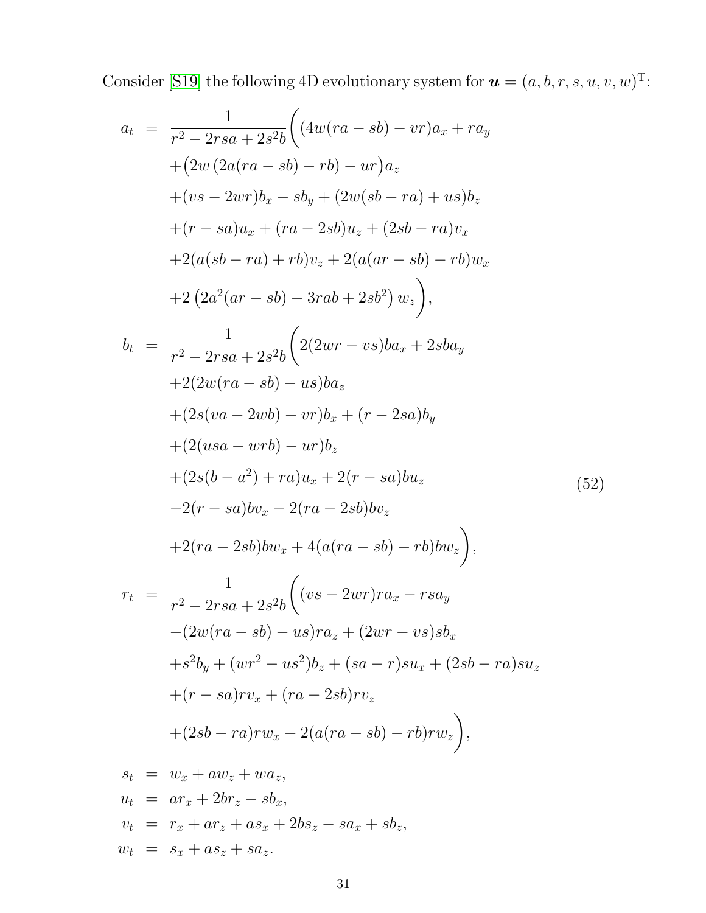Consider [S19] the following 4D evolutionary system for $\boldsymbol{u} = (a, b, r, s, u, v, w)^{\mathrm{T}}$:

$$
\begin{aligned}
a_t &= \frac{1}{r^2 - 2rsa + 2s^2b}\Big( (4w(ra - sb) - vr)a_x + ra_y \\
&\quad + \big(2w\,(2a(ra - sb) - rb) - ur\big)a_z \\
&\quad + (vs - 2wr)b_x - sb_y + (2w(sb - ra) + us)b_z \\
&\quad + (r - sa)u_x + (ra - 2sb)u_z + (2sb - ra)v_x \\
&\quad + 2(a(sb - ra) + rb)v_z + 2(a(ar - sb) - rb)w_x \\
&\quad + 2\left(2a^2(ar - sb) - 3rab + 2sb^2\right) w_z \Big), \\
b_t &= \frac{1}{r^2 - 2rsa + 2s^2b}\Big( 2(2wr - vs)ba_x + 2sba_y \\
&\quad + 2(2w(ra - sb) - us)ba_z \\
&\quad + (2s(va - 2wb) - vr)b_x + (r - 2sa)b_y \\
&\quad + (2(usa - wrb) - ur)b_z \\
&\quad + (2s(b - a^2) + ra)u_x + 2(r - sa)bu_z \\
&\quad - 2(r - sa)bv_x - 2(ra - 2sb)bv_z \\
&\quad + 2(ra - 2sb)bw_x + 4(a(ra - sb) - rb)bw_z \Big), \\
r_t &= \frac{1}{r^2 - 2rsa + 2s^2b}\Big( (vs - 2wr)ra_x - rsa_y \\
&\quad - (2w(ra - sb) - us)ra_z + (2wr - vs)sb_x \\
&\quad + s^2b_y + (wr^2 - us^2)b_z + (sa - r)su_x + (2sb - ra)su_z \\
&\quad + (r - sa)rv_x + (ra - 2sb)rv_z \\
&\quad + (2sb - ra)rw_x - 2(a(ra - sb) - rb)rw_z \Big), \\
s_t &= w_x + aw_z + wa_z, \\
u_t &= ar_x + 2br_z - sb_x, \\
v_t &= r_x + ar_z + as_x + 2bs_z - sa_x + sb_z, \\
w_t &= s_x + as_z + sa_z.
\end{aligned}
\tag{52}
$$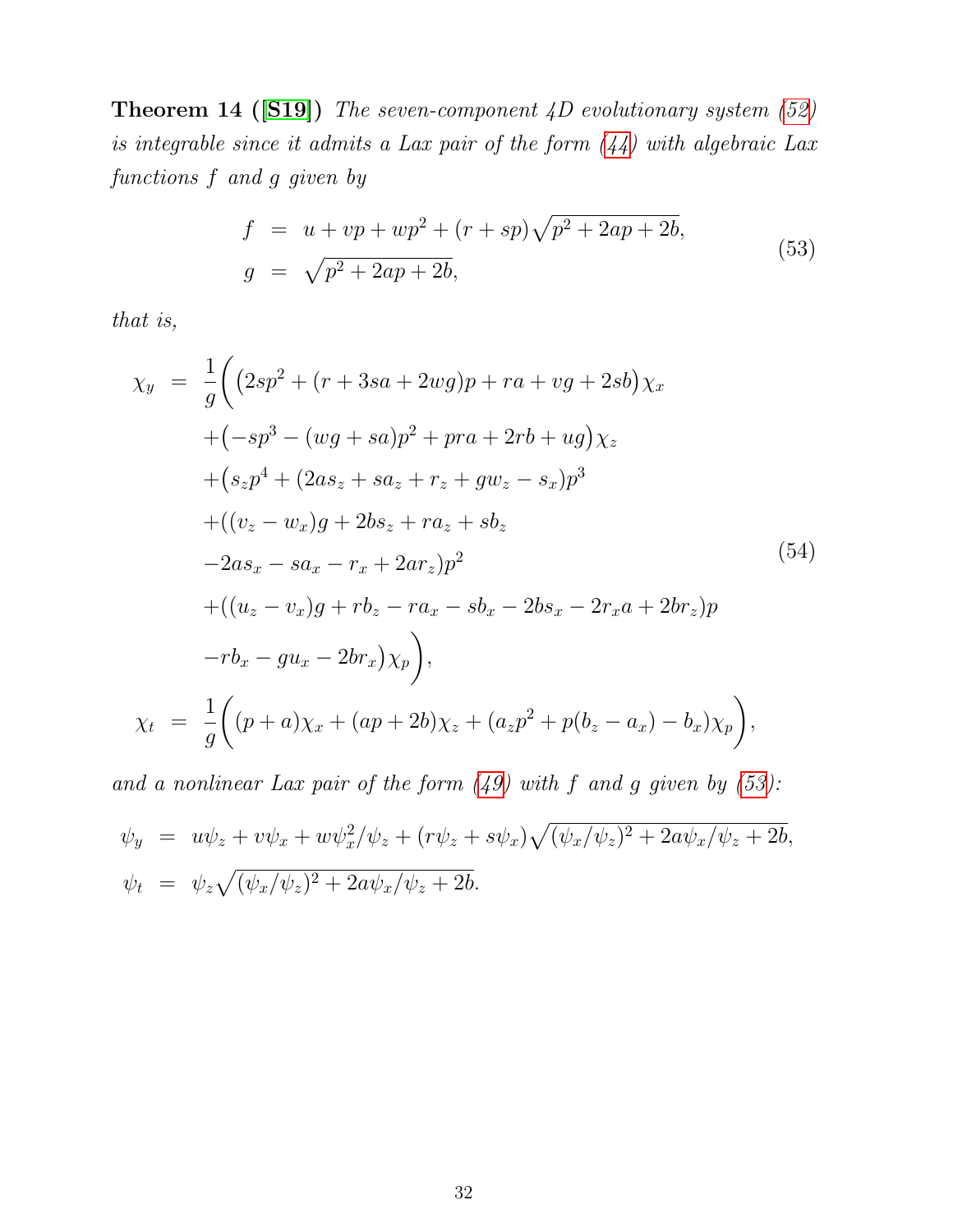**Theorem 14 ([S19])** *The seven-component 4D evolutionary system (52) is integrable since it admits a Lax pair of the form (44) with algebraic Lax functions $f$ and $g$ given by*

$$
\begin{aligned}
f &= u + vp + wp^2 + (r + sp)\sqrt{p^2 + 2ap + 2b}, \\
g &= \sqrt{p^2 + 2ap + 2b},
\end{aligned}
\tag{53}
$$

*that is,*

$$
\begin{aligned}
\chi_y = \frac{1}{g}\Big( & \big(2sp^2 + (r + 3sa + 2wg)p + ra + vg + 2sb\big)\chi_x \\
& + \big(-sp^3 - (wg + sa)p^2 + pra + 2rb + ug\big)\chi_z \\
& + \big(s_z p^4 + (2as_z + sa_z + r_z + gw_z - s_x)p^3 \\
& + ((v_z - w_x)g + 2bs_z + ra_z + sb_z \\
& - 2as_x - sa_x - r_x + 2ar_z)p^2 \\
& + ((u_z - v_x)g + rb_z - ra_x - sb_x - 2bs_x - 2r_x a + 2br_z)p \\
& - rb_x - gu_x - 2br_x\big)\chi_p\Big), \\
\chi_t = \frac{1}{g}\Big( & (p + a)\chi_x + (ap + 2b)\chi_z + (a_z p^2 + p(b_z - a_x) - b_x)\chi_p\Big),
\end{aligned}
\tag{54}
$$

*and a nonlinear Lax pair of the form (49) with $f$ and $g$ given by (53):*

$$
\begin{aligned}
\psi_y &= u\psi_z + v\psi_x + w\psi_x^2/\psi_z + (r\psi_z + s\psi_x)\sqrt{(\psi_x/\psi_z)^2 + 2a\psi_x/\psi_z + 2b}, \\
\psi_t &= \psi_z\sqrt{(\psi_x/\psi_z)^2 + 2a\psi_x/\psi_z + 2b}.
\end{aligned}
$$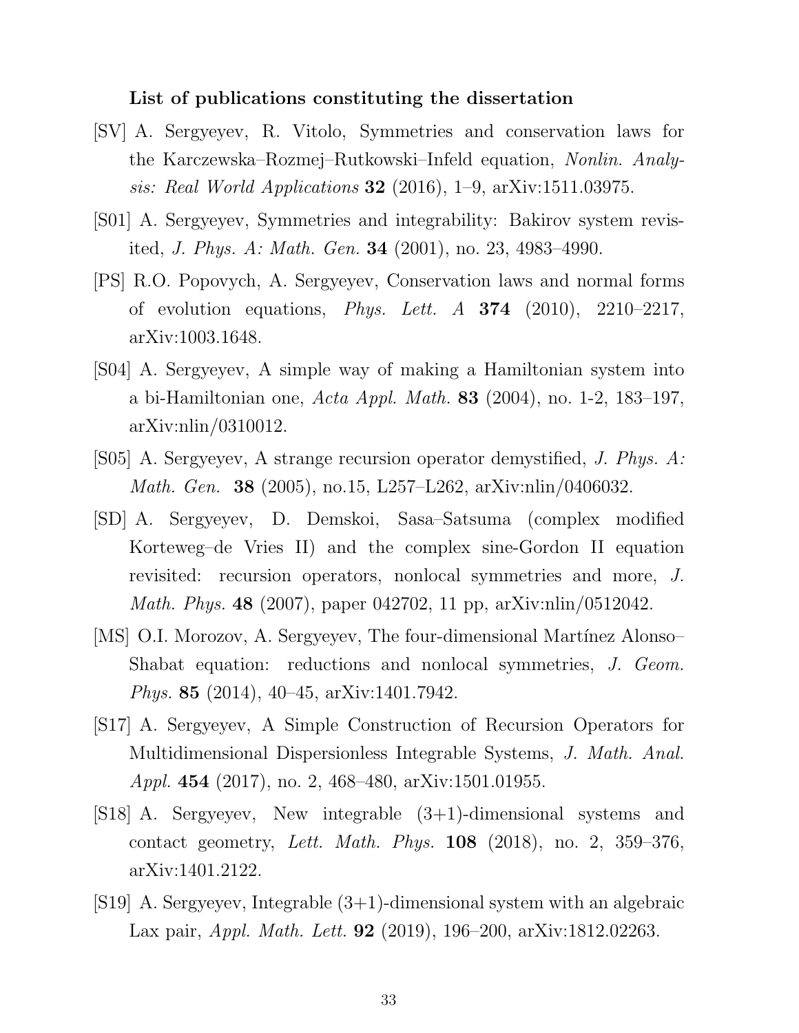**List of publications constituting the dissertation**

[SV] A. Sergyeyev, R. Vitolo, Symmetries and conservation laws for the Karczewska–Rozmej–Rutkowski–Infeld equation, *Nonlin. Analysis: Real World Applications* **32** (2016), 1–9, arXiv:1511.03975.

[S01] A. Sergyeyev, Symmetries and integrability: Bakirov system revisited, *J. Phys. A: Math. Gen.* **34** (2001), no. 23, 4983–4990.

[PS] R.O. Popovych, A. Sergyeyev, Conservation laws and normal forms of evolution equations, *Phys. Lett. A* **374** (2010), 2210–2217, arXiv:1003.1648.

[S04] A. Sergyeyev, A simple way of making a Hamiltonian system into a bi-Hamiltonian one, *Acta Appl. Math.* **83** (2004), no. 1-2, 183–197, arXiv:nlin/0310012.

[S05] A. Sergyeyev, A strange recursion operator demystified, *J. Phys. A: Math. Gen.* **38** (2005), no.15, L257–L262, arXiv:nlin/0406032.

[SD] A. Sergyeyev, D. Demskoi, Sasa–Satsuma (complex modified Korteweg–de Vries II) and the complex sine-Gordon II equation revisited: recursion operators, nonlocal symmetries and more, *J. Math. Phys.* **48** (2007), paper 042702, 11 pp, arXiv:nlin/0512042.

[MS] O.I. Morozov, A. Sergyeyev, The four-dimensional Martínez Alonso–Shabat equation: reductions and nonlocal symmetries, *J. Geom. Phys.* **85** (2014), 40–45, arXiv:1401.7942.

[S17] A. Sergyeyev, A Simple Construction of Recursion Operators for Multidimensional Dispersionless Integrable Systems, *J. Math. Anal. Appl.* **454** (2017), no. 2, 468–480, arXiv:1501.01955.

[S18] A. Sergyeyev, New integrable (3+1)-dimensional systems and contact geometry, *Lett. Math. Phys.* **108** (2018), no. 2, 359–376, arXiv:1401.2122.

[S19] A. Sergyeyev, Integrable (3+1)-dimensional system with an algebraic Lax pair, *Appl. Math. Lett.* **92** (2019), 196–200, arXiv:1812.02263.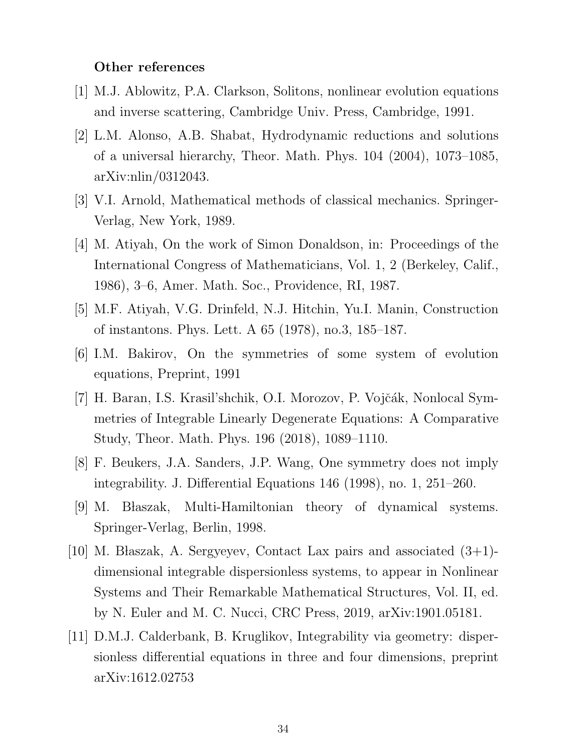**Other references**

[1] M.J. Ablowitz, P.A. Clarkson, Solitons, nonlinear evolution equations and inverse scattering, Cambridge Univ. Press, Cambridge, 1991.

[2] L.M. Alonso, A.B. Shabat, Hydrodynamic reductions and solutions of a universal hierarchy, Theor. Math. Phys. 104 (2004), 1073–1085, arXiv:nlin/0312043.

[3] V.I. Arnold, Mathematical methods of classical mechanics. Springer-Verlag, New York, 1989.

[4] M. Atiyah, On the work of Simon Donaldson, in: Proceedings of the International Congress of Mathematicians, Vol. 1, 2 (Berkeley, Calif., 1986), 3–6, Amer. Math. Soc., Providence, RI, 1987.

[5] M.F. Atiyah, V.G. Drinfeld, N.J. Hitchin, Yu.I. Manin, Construction of instantons. Phys. Lett. A 65 (1978), no.3, 185–187.

[6] I.M. Bakirov, On the symmetries of some system of evolution equations, Preprint, 1991

[7] H. Baran, I.S. Krasil'shchik, O.I. Morozov, P. Vojčák, Nonlocal Symmetries of Integrable Linearly Degenerate Equations: A Comparative Study, Theor. Math. Phys. 196 (2018), 1089–1110.

[8] F. Beukers, J.A. Sanders, J.P. Wang, One symmetry does not imply integrability. J. Differential Equations 146 (1998), no. 1, 251–260.

[9] M. Błaszak, Multi-Hamiltonian theory of dynamical systems. Springer-Verlag, Berlin, 1998.

[10] M. Błaszak, A. Sergyeyev, Contact Lax pairs and associated (3+1)-dimensional integrable dispersionless systems, to appear in Nonlinear Systems and Their Remarkable Mathematical Structures, Vol. II, ed. by N. Euler and M. C. Nucci, CRC Press, 2019, arXiv:1901.05181.

[11] D.M.J. Calderbank, B. Kruglikov, Integrability via geometry: dispersionless differential equations in three and four dimensions, preprint arXiv:1612.02753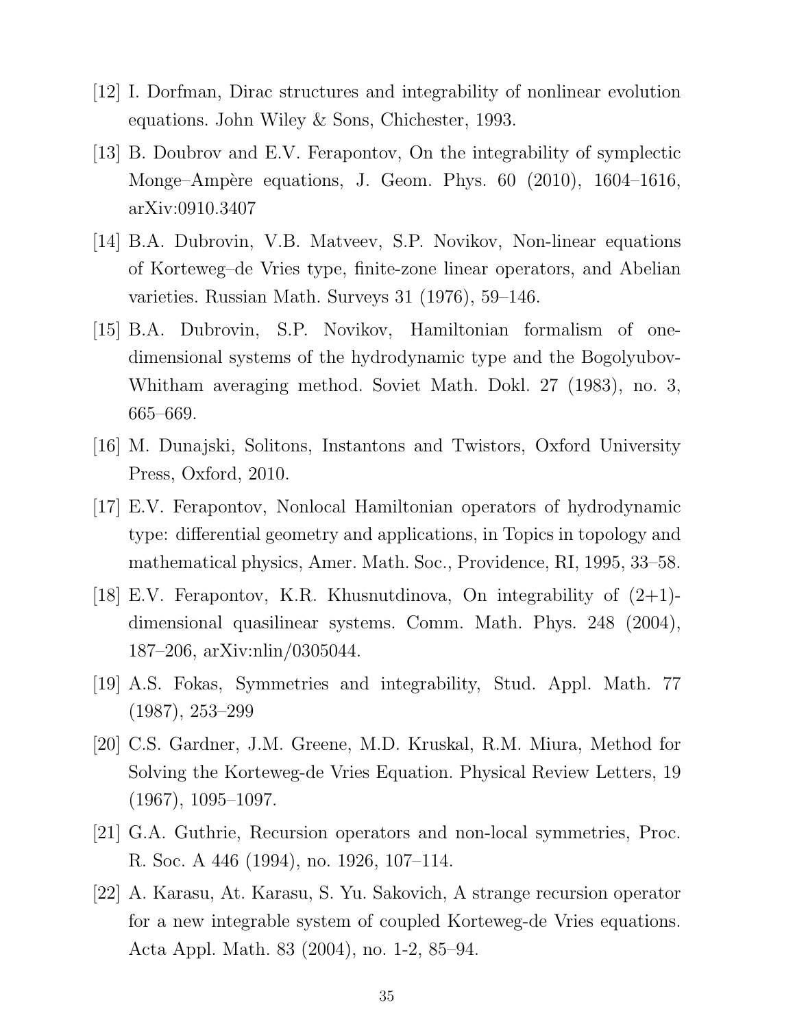[12] I. Dorfman, Dirac structures and integrability of nonlinear evolution equations. John Wiley & Sons, Chichester, 1993.

[13] B. Doubrov and E.V. Ferapontov, On the integrability of symplectic Monge–Ampère equations, J. Geom. Phys. 60 (2010), 1604–1616, arXiv:0910.3407

[14] B.A. Dubrovin, V.B. Matveev, S.P. Novikov, Non-linear equations of Korteweg–de Vries type, finite-zone linear operators, and Abelian varieties. Russian Math. Surveys 31 (1976), 59–146.

[15] B.A. Dubrovin, S.P. Novikov, Hamiltonian formalism of one-dimensional systems of the hydrodynamic type and the Bogolyubov-Whitham averaging method. Soviet Math. Dokl. 27 (1983), no. 3, 665–669.

[16] M. Dunajski, Solitons, Instantons and Twistors, Oxford University Press, Oxford, 2010.

[17] E.V. Ferapontov, Nonlocal Hamiltonian operators of hydrodynamic type: differential geometry and applications, in Topics in topology and mathematical physics, Amer. Math. Soc., Providence, RI, 1995, 33–58.

[18] E.V. Ferapontov, K.R. Khusnutdinova, On integrability of (2+1)-dimensional quasilinear systems. Comm. Math. Phys. 248 (2004), 187–206, arXiv:nlin/0305044.

[19] A.S. Fokas, Symmetries and integrability, Stud. Appl. Math. 77 (1987), 253–299

[20] C.S. Gardner, J.M. Greene, M.D. Kruskal, R.M. Miura, Method for Solving the Korteweg-de Vries Equation. Physical Review Letters, 19 (1967), 1095–1097.

[21] G.A. Guthrie, Recursion operators and non-local symmetries, Proc. R. Soc. A 446 (1994), no. 1926, 107–114.

[22] A. Karasu, At. Karasu, S. Yu. Sakovich, A strange recursion operator for a new integrable system of coupled Korteweg-de Vries equations. Acta Appl. Math. 83 (2004), no. 1-2, 85–94.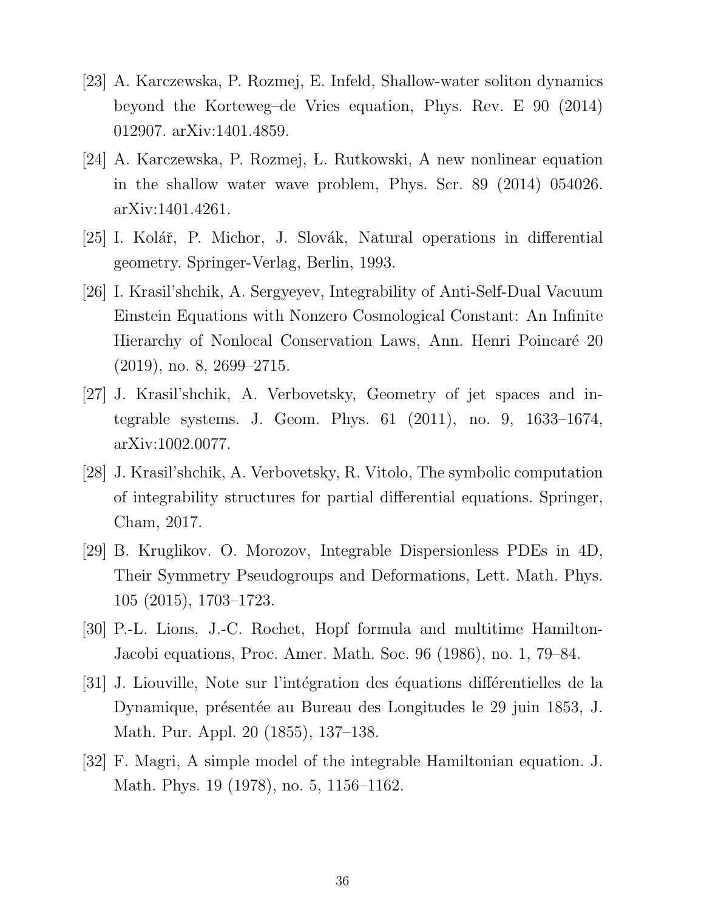[23] A. Karczewska, P. Rozmej, E. Infeld, Shallow-water soliton dynamics beyond the Korteweg–de Vries equation, Phys. Rev. E 90 (2014) 012907. arXiv:1401.4859.

[24] A. Karczewska, P. Rozmej, Ł. Rutkowski, A new nonlinear equation in the shallow water wave problem, Phys. Scr. 89 (2014) 054026. arXiv:1401.4261.

[25] I. Kolář, P. Michor, J. Slovák, Natural operations in differential geometry. Springer-Verlag, Berlin, 1993.

[26] I. Krasil'shchik, A. Sergyeyev, Integrability of Anti-Self-Dual Vacuum Einstein Equations with Nonzero Cosmological Constant: An Infinite Hierarchy of Nonlocal Conservation Laws, Ann. Henri Poincaré 20 (2019), no. 8, 2699–2715.

[27] J. Krasil'shchik, A. Verbovetsky, Geometry of jet spaces and integrable systems. J. Geom. Phys. 61 (2011), no. 9, 1633–1674, arXiv:1002.0077.

[28] J. Krasil'shchik, A. Verbovetsky, R. Vitolo, The symbolic computation of integrability structures for partial differential equations. Springer, Cham, 2017.

[29] B. Kruglikov. O. Morozov, Integrable Dispersionless PDEs in 4D, Their Symmetry Pseudogroups and Deformations, Lett. Math. Phys. 105 (2015), 1703–1723.

[30] P.-L. Lions, J.-C. Rochet, Hopf formula and multitime Hamilton-Jacobi equations, Proc. Amer. Math. Soc. 96 (1986), no. 1, 79–84.

[31] J. Liouville, Note sur l'intégration des équations différentielles de la Dynamique, présentée au Bureau des Longitudes le 29 juin 1853, J. Math. Pur. Appl. 20 (1855), 137–138.

[32] F. Magri, A simple model of the integrable Hamiltonian equation. J. Math. Phys. 19 (1978), no. 5, 1156–1162.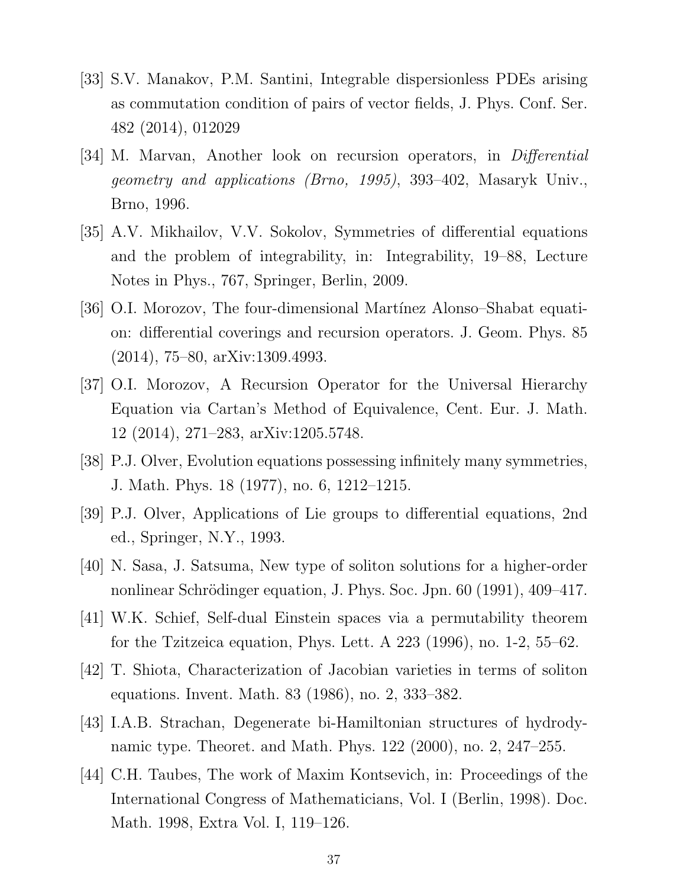[33] S.V. Manakov, P.M. Santini, Integrable dispersionless PDEs arising as commutation condition of pairs of vector fields, J. Phys. Conf. Ser. 482 (2014), 012029

[34] M. Marvan, Another look on recursion operators, in *Differential geometry and applications (Brno, 1995)*, 393–402, Masaryk Univ., Brno, 1996.

[35] A.V. Mikhailov, V.V. Sokolov, Symmetries of differential equations and the problem of integrability, in: Integrability, 19–88, Lecture Notes in Phys., 767, Springer, Berlin, 2009.

[36] O.I. Morozov, The four-dimensional Martínez Alonso–Shabat equation: differential coverings and recursion operators. J. Geom. Phys. 85 (2014), 75–80, arXiv:1309.4993.

[37] O.I. Morozov, A Recursion Operator for the Universal Hierarchy Equation via Cartan's Method of Equivalence, Cent. Eur. J. Math. 12 (2014), 271–283, arXiv:1205.5748.

[38] P.J. Olver, Evolution equations possessing infinitely many symmetries, J. Math. Phys. 18 (1977), no. 6, 1212–1215.

[39] P.J. Olver, Applications of Lie groups to differential equations, 2nd ed., Springer, N.Y., 1993.

[40] N. Sasa, J. Satsuma, New type of soliton solutions for a higher-order nonlinear Schrödinger equation, J. Phys. Soc. Jpn. 60 (1991), 409–417.

[41] W.K. Schief, Self-dual Einstein spaces via a permutability theorem for the Tzitzeica equation, Phys. Lett. A 223 (1996), no. 1-2, 55–62.

[42] T. Shiota, Characterization of Jacobian varieties in terms of soliton equations. Invent. Math. 83 (1986), no. 2, 333–382.

[43] I.A.B. Strachan, Degenerate bi-Hamiltonian structures of hydrodynamic type. Theoret. and Math. Phys. 122 (2000), no. 2, 247–255.

[44] C.H. Taubes, The work of Maxim Kontsevich, in: Proceedings of the International Congress of Mathematicians, Vol. I (Berlin, 1998). Doc. Math. 1998, Extra Vol. I, 119–126.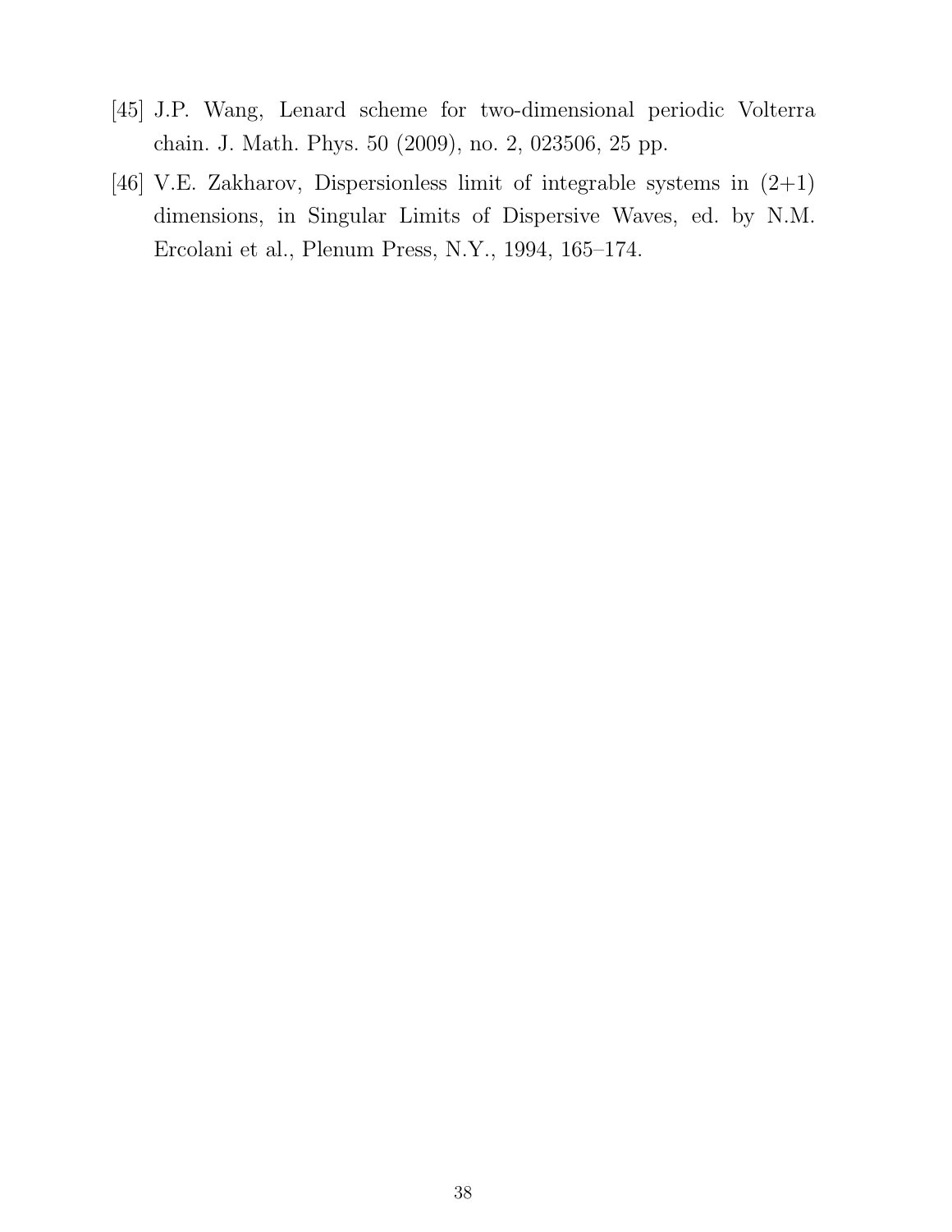[45] J.P. Wang, Lenard scheme for two-dimensional periodic Volterra chain. J. Math. Phys. 50 (2009), no. 2, 023506, 25 pp.

[46] V.E. Zakharov, Dispersionless limit of integrable systems in (2+1) dimensions, in Singular Limits of Dispersive Waves, ed. by N.M. Ercolani et al., Plenum Press, N.Y., 1994, 165–174.